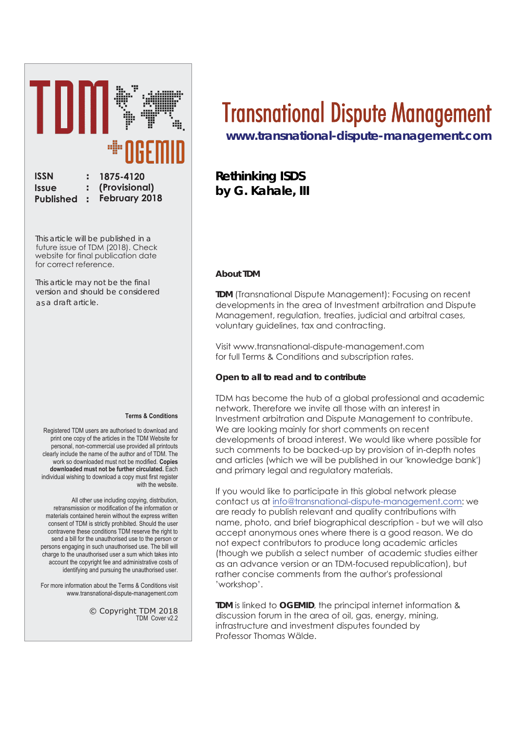# Transnational Dispute Management

**www.transnational-dispute-management.com**

**ISSN : 1875-4120**
**Issue : (Provisional)**
**Published : February 2018**

This article will be published in a future issue of TDM (2018). Check website for final publication date for correct reference.

This article may not be the final version and should be considered as a draft article.

## Rethinking ISDS
## by G. Kahale, III

### About TDM

**TDM** (Transnational Dispute Management): Focusing on recent developments in the area of Investment arbitration and Dispute Management, regulation, treaties, judicial and arbitral cases, voluntary guidelines, tax and contracting.

Visit www.transnational-dispute-management.com for full Terms & Conditions and subscription rates.

### Open to all to read and to contribute

TDM has become the hub of a global professional and academic network. Therefore we invite all those with an interest in Investment arbitration and Dispute Management to contribute. We are looking mainly for short comments on recent developments of broad interest. We would like where possible for such comments to be backed-up by provision of in-depth notes and articles (which we will be published in our 'knowledge bank') and primary legal and regulatory materials.

If you would like to participate in this global network please contact us at info@transnational-dispute-management.com: we are ready to publish relevant and quality contributions with name, photo, and brief biographical description - but we will also accept anonymous ones where there is a good reason. We do not expect contributors to produce long academic articles (though we publish a select number of academic studies either as an advance version or an TDM-focused republication), but rather concise comments from the author's professional 'workshop'.

**TDM** is linked to **OGEMID**, the principal internet information & discussion forum in the area of oil, gas, energy, mining, infrastructure and investment disputes founded by Professor Thomas Wälde.

**Terms & Conditions**

Registered TDM users are authorised to download and print one copy of the articles in the TDM Website for personal, non-commercial use provided all printouts clearly include the name of the author and of TDM. The work so downloaded must not be modified. **Copies downloaded must not be further circulated.** Each individual wishing to download a copy must first register with the website.

All other use including copying, distribution, retransmission or modification of the information or materials contained herein without the express written consent of TDM is strictly prohibited. Should the user contravene these conditions TDM reserve the right to send a bill for the unauthorised use to the person or persons engaging in such unauthorised use. The bill will charge to the unauthorised user a sum which takes into account the copyright fee and administrative costs of identifying and pursuing the unauthorised user.

For more information about the Terms & Conditions visit www.transnational-dispute-management.com

© Copyright TDM 2018
TDM Cover v2.2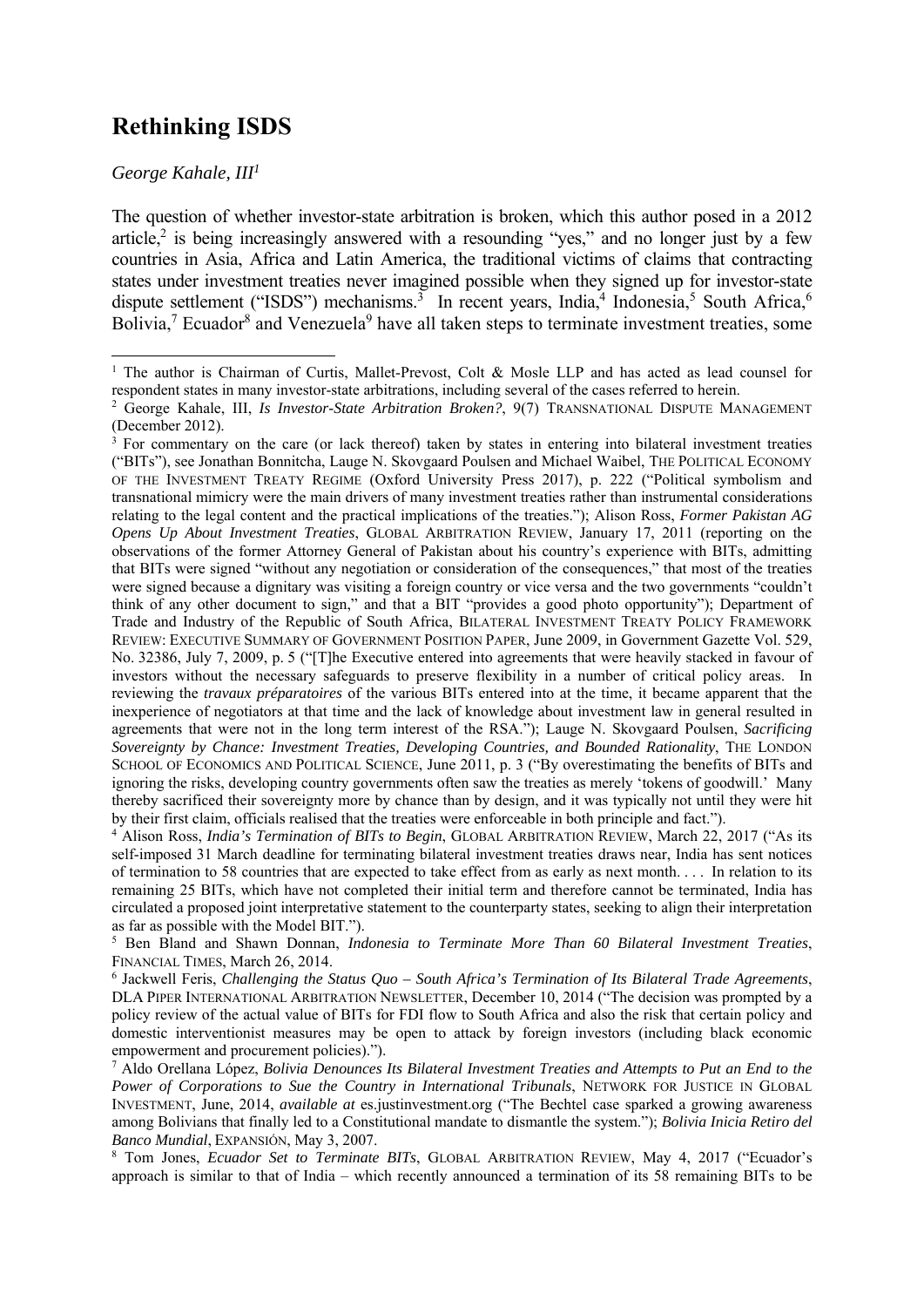# Rethinking ISDS

*George Kahale, III*[1]

The question of whether investor-state arbitration is broken, which this author posed in a 2012 article,[2] is being increasingly answered with a resounding "yes," and no longer just by a few countries in Asia, Africa and Latin America, the traditional victims of claims that contracting states under investment treaties never imagined possible when they signed up for investor-state dispute settlement ("ISDS") mechanisms.[3] In recent years, India,[4] Indonesia,[5] South Africa,[6] Bolivia,[7] Ecuador[8] and Venezuela[9] have all taken steps to terminate investment treaties, some

---

[1] The author is Chairman of Curtis, Mallet-Prevost, Colt & Mosle LLP and has acted as lead counsel for respondent states in many investor-state arbitrations, including several of the cases referred to herein.

[2] George Kahale, III, *Is Investor-State Arbitration Broken?*, 9(7) TRANSNATIONAL DISPUTE MANAGEMENT (December 2012).

[3] For commentary on the care (or lack thereof) taken by states in entering into bilateral investment treaties ("BITs"), see Jonathan Bonnitcha, Lauge N. Skovgaard Poulsen and Michael Waibel, THE POLITICAL ECONOMY OF THE INVESTMENT TREATY REGIME (Oxford University Press 2017), p. 222 ("Political symbolism and transnational mimicry were the main drivers of many investment treaties rather than instrumental considerations relating to the legal content and the practical implications of the treaties."); Alison Ross, *Former Pakistan AG Opens Up About Investment Treaties*, GLOBAL ARBITRATION REVIEW, January 17, 2011 (reporting on the observations of the former Attorney General of Pakistan about his country's experience with BITs, admitting that BITs were signed "without any negotiation or consideration of the consequences," that most of the treaties were signed because a dignitary was visiting a foreign country or vice versa and the two governments "couldn't think of any other document to sign," and that a BIT "provides a good photo opportunity"); Department of Trade and Industry of the Republic of South Africa, BILATERAL INVESTMENT TREATY POLICY FRAMEWORK REVIEW: EXECUTIVE SUMMARY OF GOVERNMENT POSITION PAPER, June 2009, in Government Gazette Vol. 529, No. 32386, July 7, 2009, p. 5 ("[T]he Executive entered into agreements that were heavily stacked in favour of investors without the necessary safeguards to preserve flexibility in a number of critical policy areas. In reviewing the *travaux préparatoires* of the various BITs entered into at the time, it became apparent that the inexperience of negotiators at that time and the lack of knowledge about investment law in general resulted in agreements that were not in the long term interest of the RSA."); Lauge N. Skovgaard Poulsen, *Sacrificing Sovereignty by Chance: Investment Treaties, Developing Countries, and Bounded Rationality*, THE LONDON SCHOOL OF ECONOMICS AND POLITICAL SCIENCE, June 2011, p. 3 ("By overestimating the benefits of BITs and ignoring the risks, developing country governments often saw the treaties as merely 'tokens of goodwill.' Many thereby sacrificed their sovereignty more by chance than by design, and it was typically not until they were hit by their first claim, officials realised that the treaties were enforceable in both principle and fact.").

[4] Alison Ross, *India's Termination of BITs to Begin*, GLOBAL ARBITRATION REVIEW, March 22, 2017 ("As its self-imposed 31 March deadline for terminating bilateral investment treaties draws near, India has sent notices of termination to 58 countries that are expected to take effect from as early as next month. . . . In relation to its remaining 25 BITs, which have not completed their initial term and therefore cannot be terminated, India has circulated a proposed joint interpretative statement to the counterparty states, seeking to align their interpretation as far as possible with the Model BIT.").

[5] Ben Bland and Shawn Donnan, *Indonesia to Terminate More Than 60 Bilateral Investment Treaties*, FINANCIAL TIMES, March 26, 2014.

[6] Jackwell Feris, *Challenging the Status Quo – South Africa's Termination of Its Bilateral Trade Agreements*, DLA PIPER INTERNATIONAL ARBITRATION NEWSLETTER, December 10, 2014 ("The decision was prompted by a policy review of the actual value of BITs for FDI flow to South Africa and also the risk that certain policy and domestic interventionist measures may be open to attack by foreign investors (including black economic empowerment and procurement policies).").

[7] Aldo Orellana López, *Bolivia Denounces Its Bilateral Investment Treaties and Attempts to Put an End to the Power of Corporations to Sue the Country in International Tribunals*, NETWORK FOR JUSTICE IN GLOBAL INVESTMENT, June, 2014, *available at* es.justinvestment.org ("The Bechtel case sparked a growing awareness among Bolivians that finally led to a Constitutional mandate to dismantle the system."); *Bolivia Inicia Retiro del Banco Mundial*, EXPANSIÓN, May 3, 2007.

[8] Tom Jones, *Ecuador Set to Terminate BITs*, GLOBAL ARBITRATION REVIEW, May 4, 2017 ("Ecuador's approach is similar to that of India – which recently announced a termination of its 58 remaining BITs to be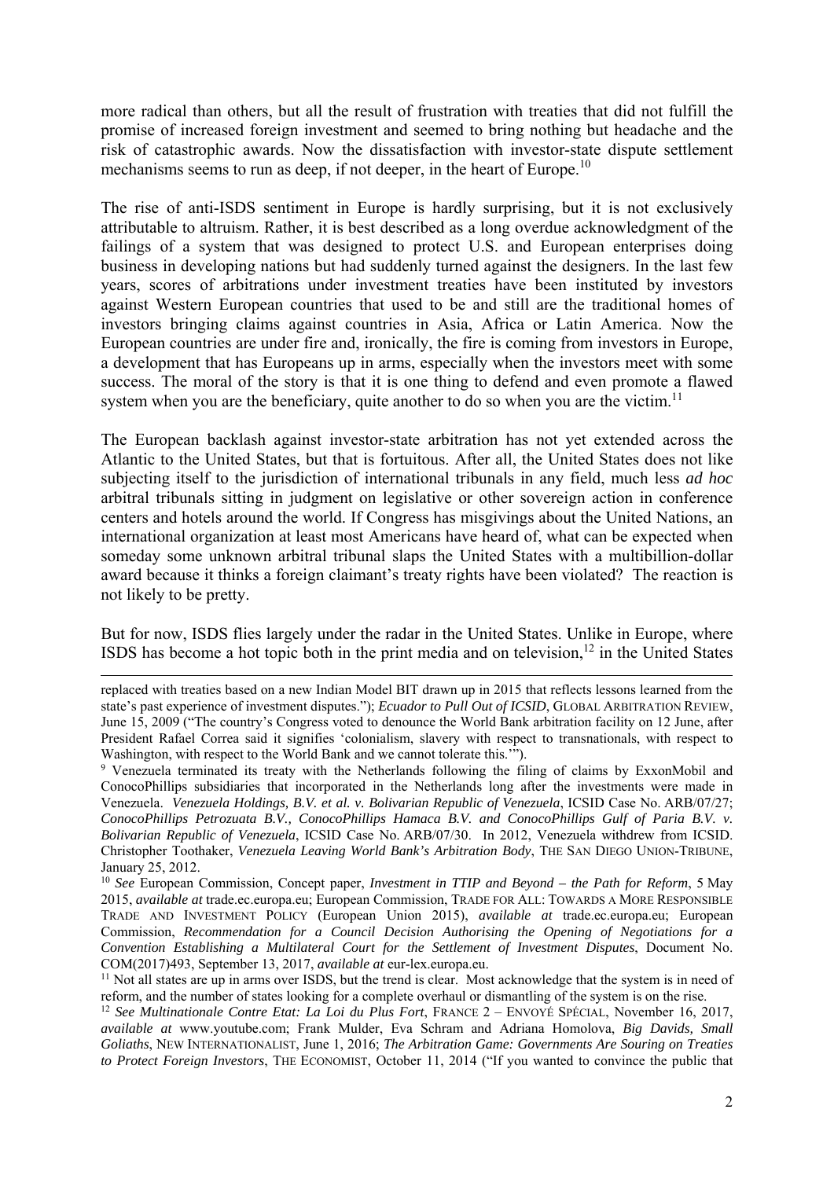more radical than others, but all the result of frustration with treaties that did not fulfill the promise of increased foreign investment and seemed to bring nothing but headache and the risk of catastrophic awards. Now the dissatisfaction with investor-state dispute settlement mechanisms seems to run as deep, if not deeper, in the heart of Europe.[10]

The rise of anti-ISDS sentiment in Europe is hardly surprising, but it is not exclusively attributable to altruism. Rather, it is best described as a long overdue acknowledgment of the failings of a system that was designed to protect U.S. and European enterprises doing business in developing nations but had suddenly turned against the designers. In the last few years, scores of arbitrations under investment treaties have been instituted by investors against Western European countries that used to be and still are the traditional homes of investors bringing claims against countries in Asia, Africa or Latin America. Now the European countries are under fire and, ironically, the fire is coming from investors in Europe, a development that has Europeans up in arms, especially when the investors meet with some success. The moral of the story is that it is one thing to defend and even promote a flawed system when you are the beneficiary, quite another to do so when you are the victim.[11]

The European backlash against investor-state arbitration has not yet extended across the Atlantic to the United States, but that is fortuitous. After all, the United States does not like subjecting itself to the jurisdiction of international tribunals in any field, much less *ad hoc* arbitral tribunals sitting in judgment on legislative or other sovereign action in conference centers and hotels around the world. If Congress has misgivings about the United Nations, an international organization at least most Americans have heard of, what can be expected when someday some unknown arbitral tribunal slaps the United States with a multibillion-dollar award because it thinks a foreign claimant's treaty rights have been violated? The reaction is not likely to be pretty.

But for now, ISDS flies largely under the radar in the United States. Unlike in Europe, where ISDS has become a hot topic both in the print media and on television,[12] in the United States

---

replaced with treaties based on a new Indian Model BIT drawn up in 2015 that reflects lessons learned from the state's past experience of investment disputes."); *Ecuador to Pull Out of ICSID*, GLOBAL ARBITRATION REVIEW, June 15, 2009 ("The country's Congress voted to denounce the World Bank arbitration facility on 12 June, after President Rafael Correa said it signifies 'colonialism, slavery with respect to transnationals, with respect to Washington, with respect to the World Bank and we cannot tolerate this.'").

[9] Venezuela terminated its treaty with the Netherlands following the filing of claims by ExxonMobil and ConocoPhillips subsidiaries that incorporated in the Netherlands long after the investments were made in Venezuela. *Venezuela Holdings, B.V. et al. v. Bolivarian Republic of Venezuela*, ICSID Case No. ARB/07/27; *ConocoPhillips Petrozuata B.V., ConocoPhillips Hamaca B.V. and ConocoPhillips Gulf of Paria B.V. v. Bolivarian Republic of Venezuela*, ICSID Case No. ARB/07/30. In 2012, Venezuela withdrew from ICSID. Christopher Toothaker, *Venezuela Leaving World Bank's Arbitration Body*, THE SAN DIEGO UNION-TRIBUNE, January 25, 2012.

[10] *See* European Commission, Concept paper, *Investment in TTIP and Beyond – the Path for Reform*, 5 May 2015, *available at* trade.ec.europa.eu; European Commission, TRADE FOR ALL: TOWARDS A MORE RESPONSIBLE TRADE AND INVESTMENT POLICY (European Union 2015), *available at* trade.ec.europa.eu; European Commission, *Recommendation for a Council Decision Authorising the Opening of Negotiations for a Convention Establishing a Multilateral Court for the Settlement of Investment Disputes*, Document No. COM(2017)493, September 13, 2017, *available at* eur-lex.europa.eu.

[11] Not all states are up in arms over ISDS, but the trend is clear. Most acknowledge that the system is in need of reform, and the number of states looking for a complete overhaul or dismantling of the system is on the rise.

[12] *See Multinationale Contre Etat: La Loi du Plus Fort*, FRANCE 2 – ENVOYÉ SPÉCIAL, November 16, 2017, *available at* www.youtube.com; Frank Mulder, Eva Schram and Adriana Homolova, *Big Davids, Small Goliaths*, NEW INTERNATIONALIST, June 1, 2016; *The Arbitration Game: Governments Are Souring on Treaties to Protect Foreign Investors*, THE ECONOMIST, October 11, 2014 ("If you wanted to convince the public that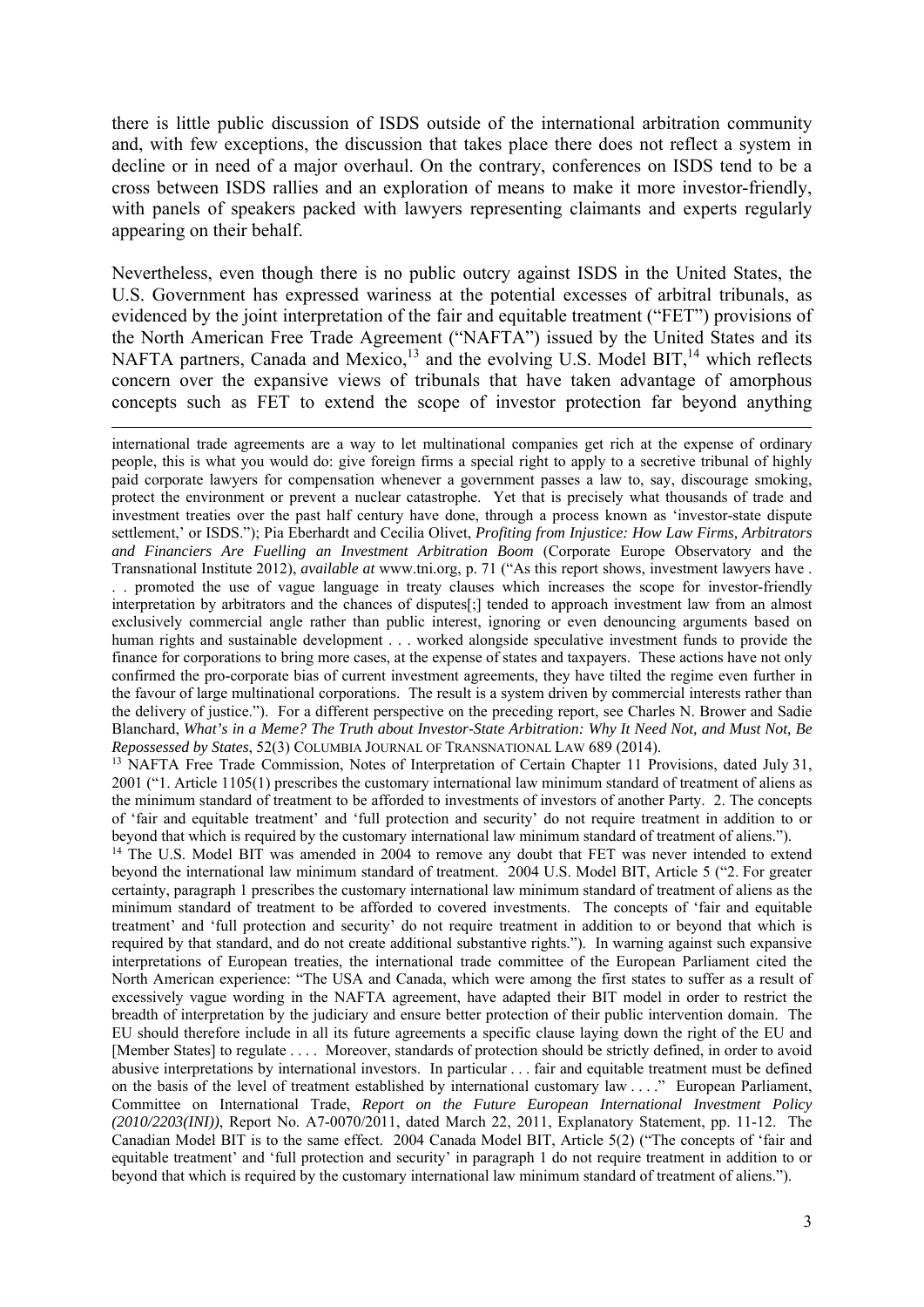there is little public discussion of ISDS outside of the international arbitration community and, with few exceptions, the discussion that takes place there does not reflect a system in decline or in need of a major overhaul. On the contrary, conferences on ISDS tend to be a cross between ISDS rallies and an exploration of means to make it more investor-friendly, with panels of speakers packed with lawyers representing claimants and experts regularly appearing on their behalf.

Nevertheless, even though there is no public outcry against ISDS in the United States, the U.S. Government has expressed wariness at the potential excesses of arbitral tribunals, as evidenced by the joint interpretation of the fair and equitable treatment ("FET") provisions of the North American Free Trade Agreement ("NAFTA") issued by the United States and its NAFTA partners, Canada and Mexico,[13] and the evolving U.S. Model BIT,[14] which reflects concern over the expansive views of tribunals that have taken advantage of amorphous concepts such as FET to extend the scope of investor protection far beyond anything

---

international trade agreements are a way to let multinational companies get rich at the expense of ordinary people, this is what you would do: give foreign firms a special right to apply to a secretive tribunal of highly paid corporate lawyers for compensation whenever a government passes a law to, say, discourage smoking, protect the environment or prevent a nuclear catastrophe. Yet that is precisely what thousands of trade and investment treaties over the past half century have done, through a process known as 'investor-state dispute settlement,' or ISDS."); Pia Eberhardt and Cecilia Olivet, *Profiting from Injustice: How Law Firms, Arbitrators and Financiers Are Fuelling an Investment Arbitration Boom* (Corporate Europe Observatory and the Transnational Institute 2012), *available at* www.tni.org, p. 71 ("As this report shows, investment lawyers have . . . promoted the use of vague language in treaty clauses which increases the scope for investor-friendly interpretation by arbitrators and the chances of disputes[;] tended to approach investment law from an almost exclusively commercial angle rather than public interest, ignoring or even denouncing arguments based on human rights and sustainable development . . . worked alongside speculative investment funds to provide the finance for corporations to bring more cases, at the expense of states and taxpayers. These actions have not only confirmed the pro-corporate bias of current investment agreements, they have tilted the regime even further in the favour of large multinational corporations. The result is a system driven by commercial interests rather than the delivery of justice."). For a different perspective on the preceding report, see Charles N. Brower and Sadie Blanchard, *What's in a Meme? The Truth about Investor-State Arbitration: Why It Need Not, and Must Not, Be Repossessed by States*, 52(3) COLUMBIA JOURNAL OF TRANSNATIONAL LAW 689 (2014).

[13] NAFTA Free Trade Commission, Notes of Interpretation of Certain Chapter 11 Provisions, dated July 31, 2001 ("1. Article 1105(1) prescribes the customary international law minimum standard of treatment of aliens as the minimum standard of treatment to be afforded to investments of investors of another Party. 2. The concepts of 'fair and equitable treatment' and 'full protection and security' do not require treatment in addition to or beyond that which is required by the customary international law minimum standard of treatment of aliens.").

[14] The U.S. Model BIT was amended in 2004 to remove any doubt that FET was never intended to extend beyond the international law minimum standard of treatment. 2004 U.S. Model BIT, Article 5 ("2. For greater certainty, paragraph 1 prescribes the customary international law minimum standard of treatment of aliens as the minimum standard of treatment to be afforded to covered investments. The concepts of 'fair and equitable treatment' and 'full protection and security' do not require treatment in addition to or beyond that which is required by that standard, and do not create additional substantive rights."). In warning against such expansive interpretations of European treaties, the international trade committee of the European Parliament cited the North American experience: "The USA and Canada, which were among the first states to suffer as a result of excessively vague wording in the NAFTA agreement, have adapted their BIT model in order to restrict the breadth of interpretation by the judiciary and ensure better protection of their public intervention domain. The EU should therefore include in all its future agreements a specific clause laying down the right of the EU and [Member States] to regulate . . . . Moreover, standards of protection should be strictly defined, in order to avoid abusive interpretations by international investors. In particular . . . fair and equitable treatment must be defined on the basis of the level of treatment established by international customary law . . . ." European Parliament, Committee on International Trade, *Report on the Future European International Investment Policy (2010/2203(INI))*, Report No. A7-0070/2011, dated March 22, 2011, Explanatory Statement, pp. 11-12. The Canadian Model BIT is to the same effect. 2004 Canada Model BIT, Article 5(2) ("The concepts of 'fair and equitable treatment' and 'full protection and security' in paragraph 1 do not require treatment in addition to or beyond that which is required by the customary international law minimum standard of treatment of aliens.").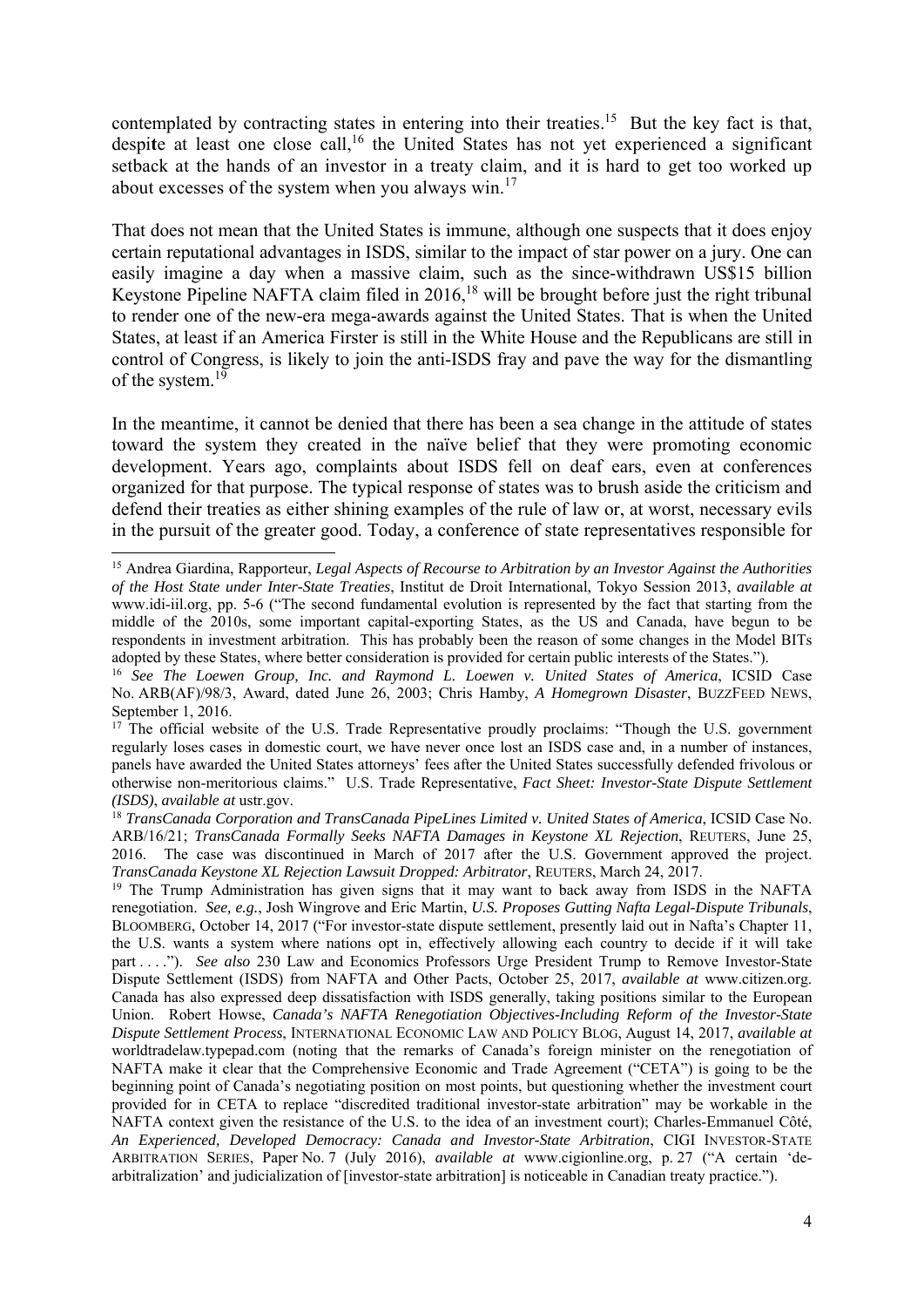contemplated by contracting states in entering into their treaties.[15] But the key fact is that, despite at least one close call,[16] the United States has not yet experienced a significant setback at the hands of an investor in a treaty claim, and it is hard to get too worked up about excesses of the system when you always win.[17]

That does not mean that the United States is immune, although one suspects that it does enjoy certain reputational advantages in ISDS, similar to the impact of star power on a jury. One can easily imagine a day when a massive claim, such as the since-withdrawn US$15 billion Keystone Pipeline NAFTA claim filed in 2016,[18] will be brought before just the right tribunal to render one of the new-era mega-awards against the United States. That is when the United States, at least if an America Firster is still in the White House and the Republicans are still in control of Congress, is likely to join the anti-ISDS fray and pave the way for the dismantling of the system.[19]

In the meantime, it cannot be denied that there has been a sea change in the attitude of states toward the system they created in the naïve belief that they were promoting economic development. Years ago, complaints about ISDS fell on deaf ears, even at conferences organized for that purpose. The typical response of states was to brush aside the criticism and defend their treaties as either shining examples of the rule of law or, at worst, necessary evils in the pursuit of the greater good. Today, a conference of state representatives responsible for

---

[15] Andrea Giardina, Rapporteur, *Legal Aspects of Recourse to Arbitration by an Investor Against the Authorities of the Host State under Inter-State Treaties*, Institut de Droit International, Tokyo Session 2013, *available at* www.idi-iil.org, pp. 5-6 ("The second fundamental evolution is represented by the fact that starting from the middle of the 2010s, some important capital-exporting States, as the US and Canada, have begun to be respondents in investment arbitration. This has probably been the reason of some changes in the Model BITs adopted by these States, where better consideration is provided for certain public interests of the States.").

[16] *See The Loewen Group, Inc. and Raymond L. Loewen v. United States of America*, ICSID Case No. ARB(AF)/98/3, Award, dated June 26, 2003; Chris Hamby, *A Homegrown Disaster*, BUZZFEED NEWS, September 1, 2016.

[17] The official website of the U.S. Trade Representative proudly proclaims: "Though the U.S. government regularly loses cases in domestic court, we have never once lost an ISDS case and, in a number of instances, panels have awarded the United States attorneys' fees after the United States successfully defended frivolous or otherwise non-meritorious claims." U.S. Trade Representative, *Fact Sheet: Investor-State Dispute Settlement (ISDS)*, *available at* ustr.gov.

[18] *TransCanada Corporation and TransCanada PipeLines Limited v. United States of America*, ICSID Case No. ARB/16/21; *TransCanada Formally Seeks NAFTA Damages in Keystone XL Rejection*, REUTERS, June 25, 2016. The case was discontinued in March of 2017 after the U.S. Government approved the project. *TransCanada Keystone XL Rejection Lawsuit Dropped: Arbitrator*, REUTERS, March 24, 2017.

[19] The Trump Administration has given signs that it may want to back away from ISDS in the NAFTA renegotiation. *See, e.g.*, Josh Wingrove and Eric Martin, *U.S. Proposes Gutting Nafta Legal-Dispute Tribunals*, BLOOMBERG, October 14, 2017 ("For investor-state dispute settlement, presently laid out in Nafta's Chapter 11, the U.S. wants a system where nations opt in, effectively allowing each country to decide if it will take part . . . ."). *See also* 230 Law and Economics Professors Urge President Trump to Remove Investor-State Dispute Settlement (ISDS) from NAFTA and Other Pacts, October 25, 2017, *available at* www.citizen.org. Canada has also expressed deep dissatisfaction with ISDS generally, taking positions similar to the European Union. Robert Howse, *Canada's NAFTA Renegotiation Objectives-Including Reform of the Investor-State Dispute Settlement Process*, INTERNATIONAL ECONOMIC LAW AND POLICY BLOG, August 14, 2017, *available at* worldtradelaw.typepad.com (noting that the remarks of Canada's foreign minister on the renegotiation of NAFTA make it clear that the Comprehensive Economic and Trade Agreement ("CETA") is going to be the beginning point of Canada's negotiating position on most points, but questioning whether the investment court provided for in CETA to replace "discredited traditional investor-state arbitration" may be workable in the NAFTA context given the resistance of the U.S. to the idea of an investment court); Charles-Emmanuel Côté, *An Experienced, Developed Democracy: Canada and Investor-State Arbitration*, CIGI INVESTOR-STATE ARBITRATION SERIES, Paper No. 7 (July 2016), *available at* www.cigionline.org, p. 27 ("A certain 'de-arbitralization' and judicialization of [investor-state arbitration] is noticeable in Canadian treaty practice.").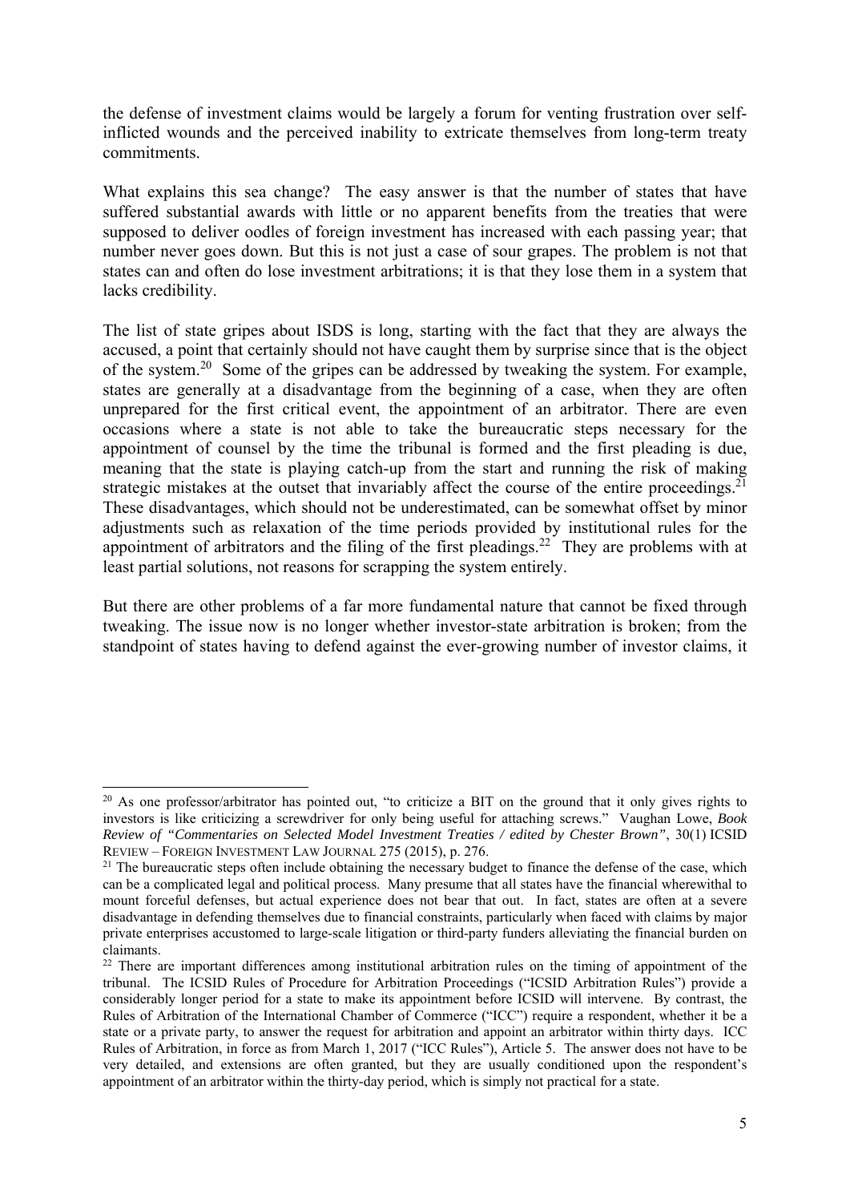the defense of investment claims would be largely a forum for venting frustration over self-inflicted wounds and the perceived inability to extricate themselves from long-term treaty commitments.

What explains this sea change? The easy answer is that the number of states that have suffered substantial awards with little or no apparent benefits from the treaties that were supposed to deliver oodles of foreign investment has increased with each passing year; that number never goes down. But this is not just a case of sour grapes. The problem is not that states can and often do lose investment arbitrations; it is that they lose them in a system that lacks credibility.

The list of state gripes about ISDS is long, starting with the fact that they are always the accused, a point that certainly should not have caught them by surprise since that is the object of the system.[20] Some of the gripes can be addressed by tweaking the system. For example, states are generally at a disadvantage from the beginning of a case, when they are often unprepared for the first critical event, the appointment of an arbitrator. There are even occasions where a state is not able to take the bureaucratic steps necessary for the appointment of counsel by the time the tribunal is formed and the first pleading is due, meaning that the state is playing catch-up from the start and running the risk of making strategic mistakes at the outset that invariably affect the course of the entire proceedings.[21] These disadvantages, which should not be underestimated, can be somewhat offset by minor adjustments such as relaxation of the time periods provided by institutional rules for the appointment of arbitrators and the filing of the first pleadings.[22] They are problems with at least partial solutions, not reasons for scrapping the system entirely.

But there are other problems of a far more fundamental nature that cannot be fixed through tweaking. The issue now is no longer whether investor-state arbitration is broken; from the standpoint of states having to defend against the ever-growing number of investor claims, it

---

[20] As one professor/arbitrator has pointed out, "to criticize a BIT on the ground that it only gives rights to investors is like criticizing a screwdriver for only being useful for attaching screws." Vaughan Lowe, *Book Review of "Commentaries on Selected Model Investment Treaties / edited by Chester Brown"*, 30(1) ICSID REVIEW – FOREIGN INVESTMENT LAW JOURNAL 275 (2015), p. 276.

[21] The bureaucratic steps often include obtaining the necessary budget to finance the defense of the case, which can be a complicated legal and political process. Many presume that all states have the financial wherewithal to mount forceful defenses, but actual experience does not bear that out. In fact, states are often at a severe disadvantage in defending themselves due to financial constraints, particularly when faced with claims by major private enterprises accustomed to large-scale litigation or third-party funders alleviating the financial burden on claimants.

[22] There are important differences among institutional arbitration rules on the timing of appointment of the tribunal. The ICSID Rules of Procedure for Arbitration Proceedings ("ICSID Arbitration Rules") provide a considerably longer period for a state to make its appointment before ICSID will intervene. By contrast, the Rules of Arbitration of the International Chamber of Commerce ("ICC") require a respondent, whether it be a state or a private party, to answer the request for arbitration and appoint an arbitrator within thirty days. ICC Rules of Arbitration, in force as from March 1, 2017 ("ICC Rules"), Article 5. The answer does not have to be very detailed, and extensions are often granted, but they are usually conditioned upon the respondent's appointment of an arbitrator within the thirty-day period, which is simply not practical for a state.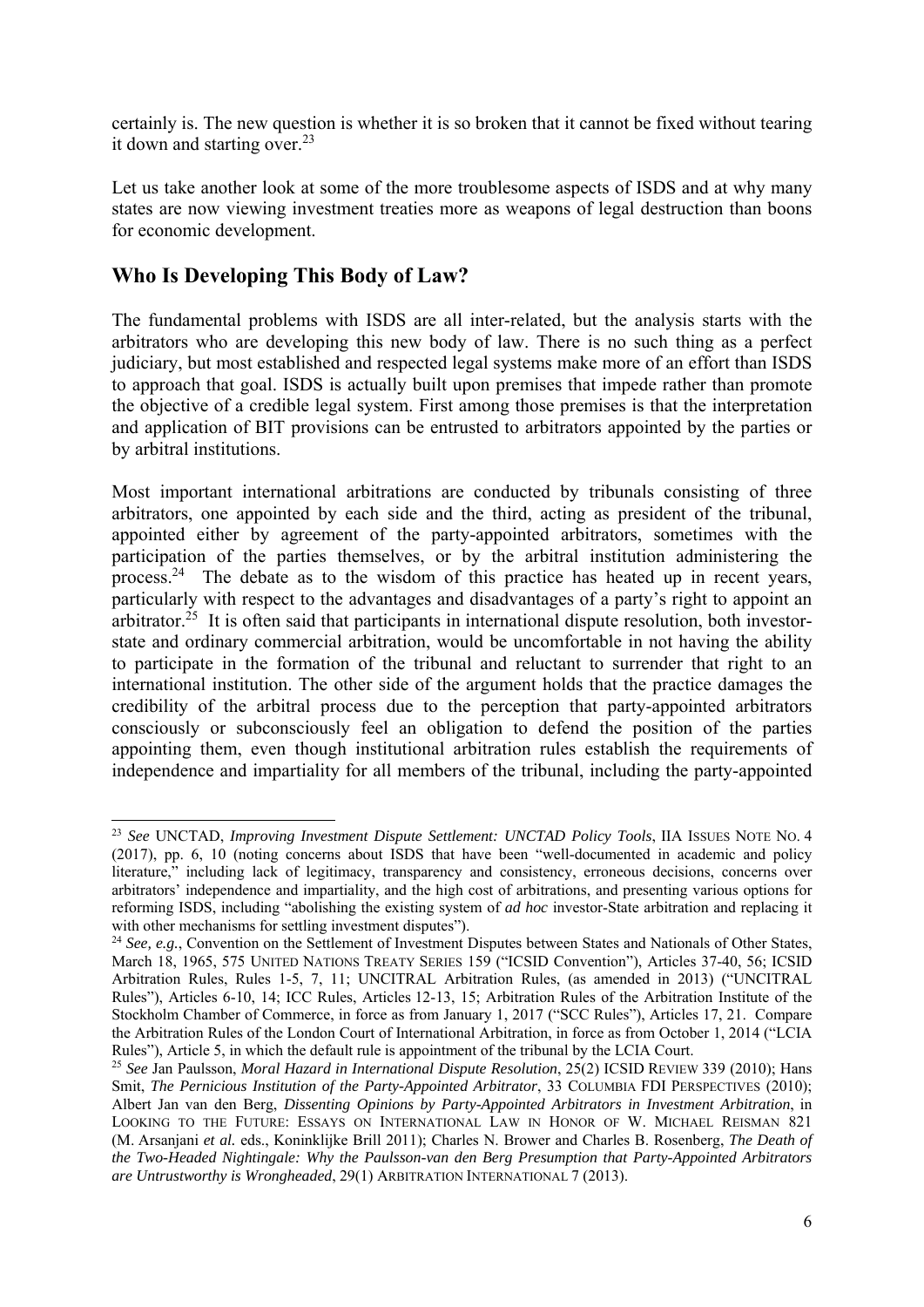certainly is. The new question is whether it is so broken that it cannot be fixed without tearing it down and starting over.[23]

Let us take another look at some of the more troublesome aspects of ISDS and at why many states are now viewing investment treaties more as weapons of legal destruction than boons for economic development.

## Who Is Developing This Body of Law?

The fundamental problems with ISDS are all inter-related, but the analysis starts with the arbitrators who are developing this new body of law. There is no such thing as a perfect judiciary, but most established and respected legal systems make more of an effort than ISDS to approach that goal. ISDS is actually built upon premises that impede rather than promote the objective of a credible legal system. First among those premises is that the interpretation and application of BIT provisions can be entrusted to arbitrators appointed by the parties or by arbitral institutions.

Most important international arbitrations are conducted by tribunals consisting of three arbitrators, one appointed by each side and the third, acting as president of the tribunal, appointed either by agreement of the party-appointed arbitrators, sometimes with the participation of the parties themselves, or by the arbitral institution administering the process.[24] The debate as to the wisdom of this practice has heated up in recent years, particularly with respect to the advantages and disadvantages of a party's right to appoint an arbitrator.[25] It is often said that participants in international dispute resolution, both investor-state and ordinary commercial arbitration, would be uncomfortable in not having the ability to participate in the formation of the tribunal and reluctant to surrender that right to an international institution. The other side of the argument holds that the practice damages the credibility of the arbitral process due to the perception that party-appointed arbitrators consciously or subconsciously feel an obligation to defend the position of the parties appointing them, even though institutional arbitration rules establish the requirements of independence and impartiality for all members of the tribunal, including the party-appointed

---

[23] *See* UNCTAD, *Improving Investment Dispute Settlement: UNCTAD Policy Tools*, IIA ISSUES NOTE NO. 4 (2017), pp. 6, 10 (noting concerns about ISDS that have been "well-documented in academic and policy literature," including lack of legitimacy, transparency and consistency, erroneous decisions, concerns over arbitrators' independence and impartiality, and the high cost of arbitrations, and presenting various options for reforming ISDS, including "abolishing the existing system of *ad hoc* investor-State arbitration and replacing it with other mechanisms for settling investment disputes").

[24] *See, e.g.*, Convention on the Settlement of Investment Disputes between States and Nationals of Other States, March 18, 1965, 575 UNITED NATIONS TREATY SERIES 159 ("ICSID Convention"), Articles 37-40, 56; ICSID Arbitration Rules, Rules 1-5, 7, 11; UNCITRAL Arbitration Rules, (as amended in 2013) ("UNCITRAL Rules"), Articles 6-10, 14; ICC Rules, Articles 12-13, 15; Arbitration Rules of the Arbitration Institute of the Stockholm Chamber of Commerce, in force as from January 1, 2017 ("SCC Rules"), Articles 17, 21. Compare the Arbitration Rules of the London Court of International Arbitration, in force as from October 1, 2014 ("LCIA Rules"), Article 5, in which the default rule is appointment of the tribunal by the LCIA Court.

[25] *See* Jan Paulsson, *Moral Hazard in International Dispute Resolution*, 25(2) ICSID REVIEW 339 (2010); Hans Smit, *The Pernicious Institution of the Party-Appointed Arbitrator*, 33 COLUMBIA FDI PERSPECTIVES (2010); Albert Jan van den Berg, *Dissenting Opinions by Party-Appointed Arbitrators in Investment Arbitration*, in LOOKING TO THE FUTURE: ESSAYS ON INTERNATIONAL LAW IN HONOR OF W. MICHAEL REISMAN 821 (M. Arsanjani *et al.* eds., Koninklijke Brill 2011); Charles N. Brower and Charles B. Rosenberg, *The Death of the Two-Headed Nightingale: Why the Paulsson-van den Berg Presumption that Party-Appointed Arbitrators are Untrustworthy is Wrongheaded*, 29(1) ARBITRATION INTERNATIONAL 7 (2013).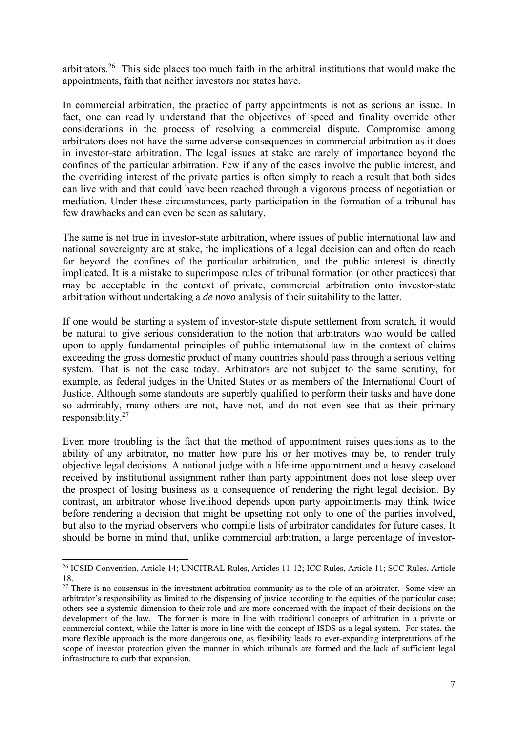arbitrators.[26] This side places too much faith in the arbitral institutions that would make the appointments, faith that neither investors nor states have.

In commercial arbitration, the practice of party appointments is not as serious an issue. In fact, one can readily understand that the objectives of speed and finality override other considerations in the process of resolving a commercial dispute. Compromise among arbitrators does not have the same adverse consequences in commercial arbitration as it does in investor-state arbitration. The legal issues at stake are rarely of importance beyond the confines of the particular arbitration. Few if any of the cases involve the public interest, and the overriding interest of the private parties is often simply to reach a result that both sides can live with and that could have been reached through a vigorous process of negotiation or mediation. Under these circumstances, party participation in the formation of a tribunal has few drawbacks and can even be seen as salutary.

The same is not true in investor-state arbitration, where issues of public international law and national sovereignty are at stake, the implications of a legal decision can and often do reach far beyond the confines of the particular arbitration, and the public interest is directly implicated. It is a mistake to superimpose rules of tribunal formation (or other practices) that may be acceptable in the context of private, commercial arbitration onto investor-state arbitration without undertaking a *de novo* analysis of their suitability to the latter.

If one would be starting a system of investor-state dispute settlement from scratch, it would be natural to give serious consideration to the notion that arbitrators who would be called upon to apply fundamental principles of public international law in the context of claims exceeding the gross domestic product of many countries should pass through a serious vetting system. That is not the case today. Arbitrators are not subject to the same scrutiny, for example, as federal judges in the United States or as members of the International Court of Justice. Although some standouts are superbly qualified to perform their tasks and have done so admirably, many others are not, have not, and do not even see that as their primary responsibility.[27]

Even more troubling is the fact that the method of appointment raises questions as to the ability of any arbitrator, no matter how pure his or her motives may be, to render truly objective legal decisions. A national judge with a lifetime appointment and a heavy caseload received by institutional assignment rather than party appointment does not lose sleep over the prospect of losing business as a consequence of rendering the right legal decision. By contrast, an arbitrator whose livelihood depends upon party appointments may think twice before rendering a decision that might be upsetting not only to one of the parties involved, but also to the myriad observers who compile lists of arbitrator candidates for future cases. It should be borne in mind that, unlike commercial arbitration, a large percentage of investor-

---

[26] ICSID Convention, Article 14; UNCITRAL Rules, Articles 11-12; ICC Rules, Article 11; SCC Rules, Article 18.

[27] There is no consensus in the investment arbitration community as to the role of an arbitrator. Some view an arbitrator's responsibility as limited to the dispensing of justice according to the equities of the particular case; others see a systemic dimension to their role and are more concerned with the impact of their decisions on the development of the law. The former is more in line with traditional concepts of arbitration in a private or commercial context, while the latter is more in line with the concept of ISDS as a legal system. For states, the more flexible approach is the more dangerous one, as flexibility leads to ever-expanding interpretations of the scope of investor protection given the manner in which tribunals are formed and the lack of sufficient legal infrastructure to curb that expansion.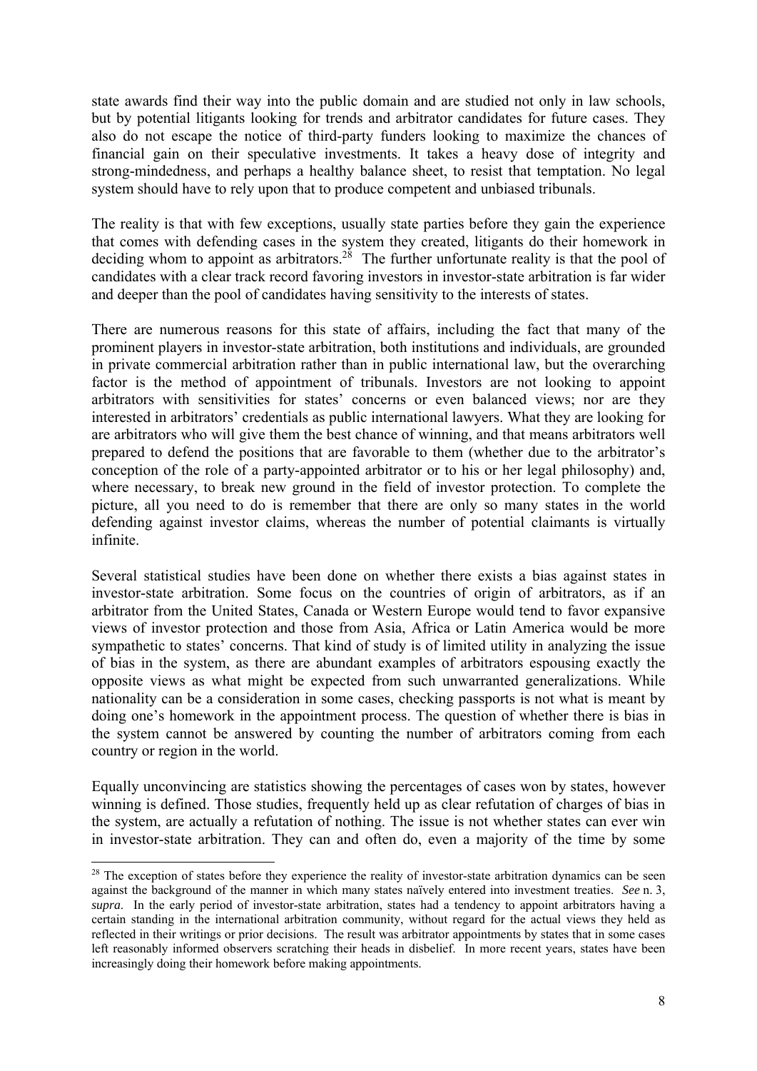state awards find their way into the public domain and are studied not only in law schools, but by potential litigants looking for trends and arbitrator candidates for future cases. They also do not escape the notice of third-party funders looking to maximize the chances of financial gain on their speculative investments. It takes a heavy dose of integrity and strong-mindedness, and perhaps a healthy balance sheet, to resist that temptation. No legal system should have to rely upon that to produce competent and unbiased tribunals.

The reality is that with few exceptions, usually state parties before they gain the experience that comes with defending cases in the system they created, litigants do their homework in deciding whom to appoint as arbitrators.[28] The further unfortunate reality is that the pool of candidates with a clear track record favoring investors in investor-state arbitration is far wider and deeper than the pool of candidates having sensitivity to the interests of states.

There are numerous reasons for this state of affairs, including the fact that many of the prominent players in investor-state arbitration, both institutions and individuals, are grounded in private commercial arbitration rather than in public international law, but the overarching factor is the method of appointment of tribunals. Investors are not looking to appoint arbitrators with sensitivities for states' concerns or even balanced views; nor are they interested in arbitrators' credentials as public international lawyers. What they are looking for are arbitrators who will give them the best chance of winning, and that means arbitrators well prepared to defend the positions that are favorable to them (whether due to the arbitrator's conception of the role of a party-appointed arbitrator or to his or her legal philosophy) and, where necessary, to break new ground in the field of investor protection. To complete the picture, all you need to do is remember that there are only so many states in the world defending against investor claims, whereas the number of potential claimants is virtually infinite.

Several statistical studies have been done on whether there exists a bias against states in investor-state arbitration. Some focus on the countries of origin of arbitrators, as if an arbitrator from the United States, Canada or Western Europe would tend to favor expansive views of investor protection and those from Asia, Africa or Latin America would be more sympathetic to states' concerns. That kind of study is of limited utility in analyzing the issue of bias in the system, as there are abundant examples of arbitrators espousing exactly the opposite views as what might be expected from such unwarranted generalizations. While nationality can be a consideration in some cases, checking passports is not what is meant by doing one's homework in the appointment process. The question of whether there is bias in the system cannot be answered by counting the number of arbitrators coming from each country or region in the world.

Equally unconvincing are statistics showing the percentages of cases won by states, however winning is defined. Those studies, frequently held up as clear refutation of charges of bias in the system, are actually a refutation of nothing. The issue is not whether states can ever win in investor-state arbitration. They can and often do, even a majority of the time by some

---

[28] The exception of states before they experience the reality of investor-state arbitration dynamics can be seen against the background of the manner in which many states naïvely entered into investment treaties. *See* n. 3, *supra*. In the early period of investor-state arbitration, states had a tendency to appoint arbitrators having a certain standing in the international arbitration community, without regard for the actual views they held as reflected in their writings or prior decisions. The result was arbitrator appointments by states that in some cases left reasonably informed observers scratching their heads in disbelief. In more recent years, states have been increasingly doing their homework before making appointments.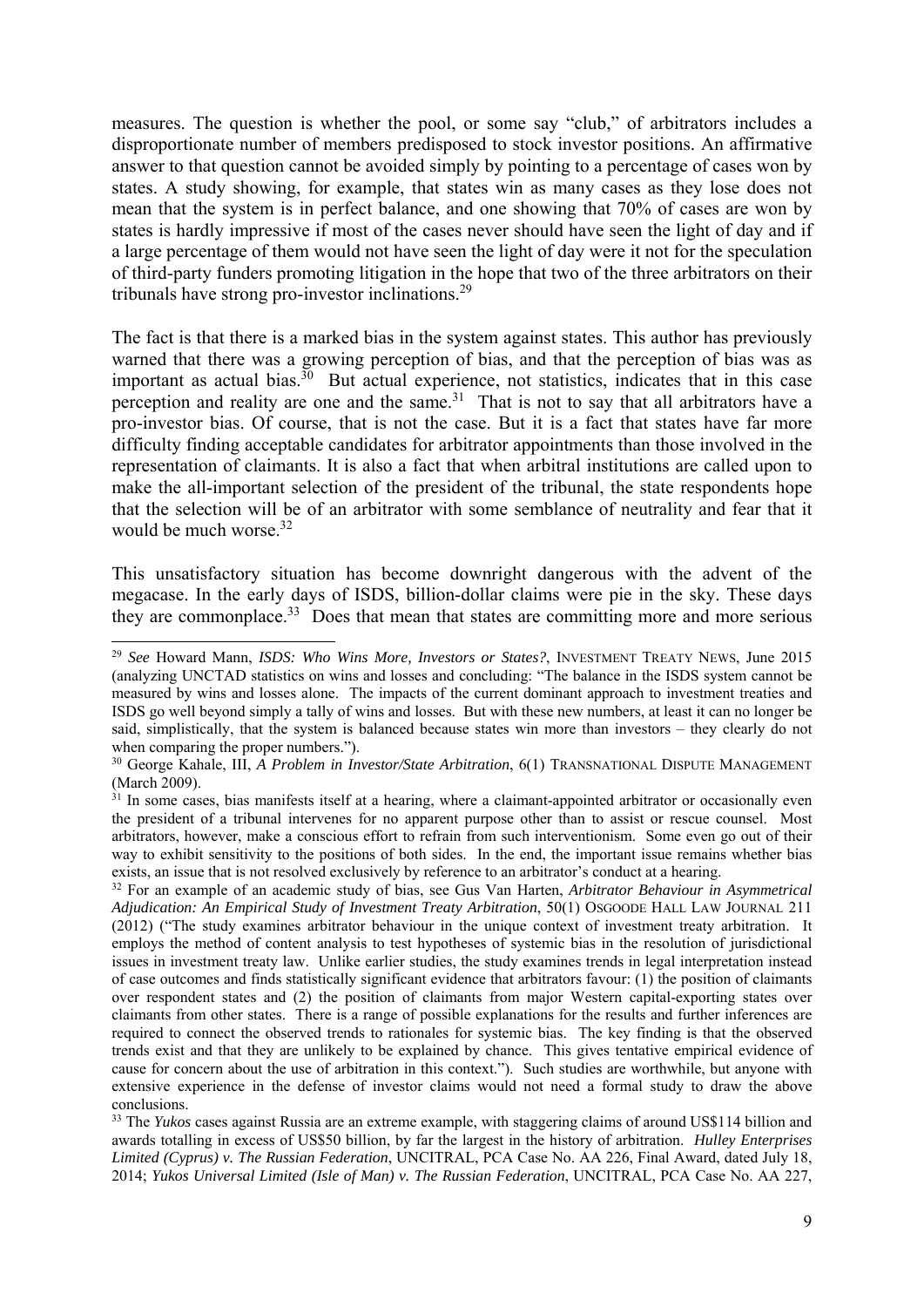measures. The question is whether the pool, or some say "club," of arbitrators includes a disproportionate number of members predisposed to stock investor positions. An affirmative answer to that question cannot be avoided simply by pointing to a percentage of cases won by states. A study showing, for example, that states win as many cases as they lose does not mean that the system is in perfect balance, and one showing that 70% of cases are won by states is hardly impressive if most of the cases never should have seen the light of day and if a large percentage of them would not have seen the light of day were it not for the speculation of third-party funders promoting litigation in the hope that two of the three arbitrators on their tribunals have strong pro-investor inclinations.[29]

The fact is that there is a marked bias in the system against states. This author has previously warned that there was a growing perception of bias, and that the perception of bias was as important as actual bias.[30] But actual experience, not statistics, indicates that in this case perception and reality are one and the same.[31] That is not to say that all arbitrators have a pro-investor bias. Of course, that is not the case. But it is a fact that states have far more difficulty finding acceptable candidates for arbitrator appointments than those involved in the representation of claimants. It is also a fact that when arbitral institutions are called upon to make the all-important selection of the president of the tribunal, the state respondents hope that the selection will be of an arbitrator with some semblance of neutrality and fear that it would be much worse.[32]

This unsatisfactory situation has become downright dangerous with the advent of the megacase. In the early days of ISDS, billion-dollar claims were pie in the sky. These days they are commonplace.[33] Does that mean that states are committing more and more serious

---

[29] *See* Howard Mann, *ISDS: Who Wins More, Investors or States?*, INVESTMENT TREATY NEWS, June 2015 (analyzing UNCTAD statistics on wins and losses and concluding: "The balance in the ISDS system cannot be measured by wins and losses alone. The impacts of the current dominant approach to investment treaties and ISDS go well beyond simply a tally of wins and losses. But with these new numbers, at least it can no longer be said, simplistically, that the system is balanced because states win more than investors – they clearly do not when comparing the proper numbers.").

[30] George Kahale, III, *A Problem in Investor/State Arbitration*, 6(1) TRANSNATIONAL DISPUTE MANAGEMENT (March 2009).

[31] In some cases, bias manifests itself at a hearing, where a claimant-appointed arbitrator or occasionally even the president of a tribunal intervenes for no apparent purpose other than to assist or rescue counsel. Most arbitrators, however, make a conscious effort to refrain from such interventionism. Some even go out of their way to exhibit sensitivity to the positions of both sides. In the end, the important issue remains whether bias exists, an issue that is not resolved exclusively by reference to an arbitrator's conduct at a hearing.

[32] For an example of an academic study of bias, see Gus Van Harten, *Arbitrator Behaviour in Asymmetrical Adjudication: An Empirical Study of Investment Treaty Arbitration*, 50(1) OSGOODE HALL LAW JOURNAL 211 (2012) ("The study examines arbitrator behaviour in the unique context of investment treaty arbitration. It employs the method of content analysis to test hypotheses of systemic bias in the resolution of jurisdictional issues in investment treaty law. Unlike earlier studies, the study examines trends in legal interpretation instead of case outcomes and finds statistically significant evidence that arbitrators favour: (1) the position of claimants over respondent states and (2) the position of claimants from major Western capital-exporting states over claimants from other states. There is a range of possible explanations for the results and further inferences are required to connect the observed trends to rationales for systemic bias. The key finding is that the observed trends exist and that they are unlikely to be explained by chance. This gives tentative empirical evidence of cause for concern about the use of arbitration in this context."). Such studies are worthwhile, but anyone with extensive experience in the defense of investor claims would not need a formal study to draw the above conclusions.

[33] The *Yukos* cases against Russia are an extreme example, with staggering claims of around US$114 billion and awards totalling in excess of US$50 billion, by far the largest in the history of arbitration. *Hulley Enterprises Limited (Cyprus) v. The Russian Federation*, UNCITRAL, PCA Case No. AA 226, Final Award, dated July 18, 2014; *Yukos Universal Limited (Isle of Man) v. The Russian Federation*, UNCITRAL, PCA Case No. AA 227,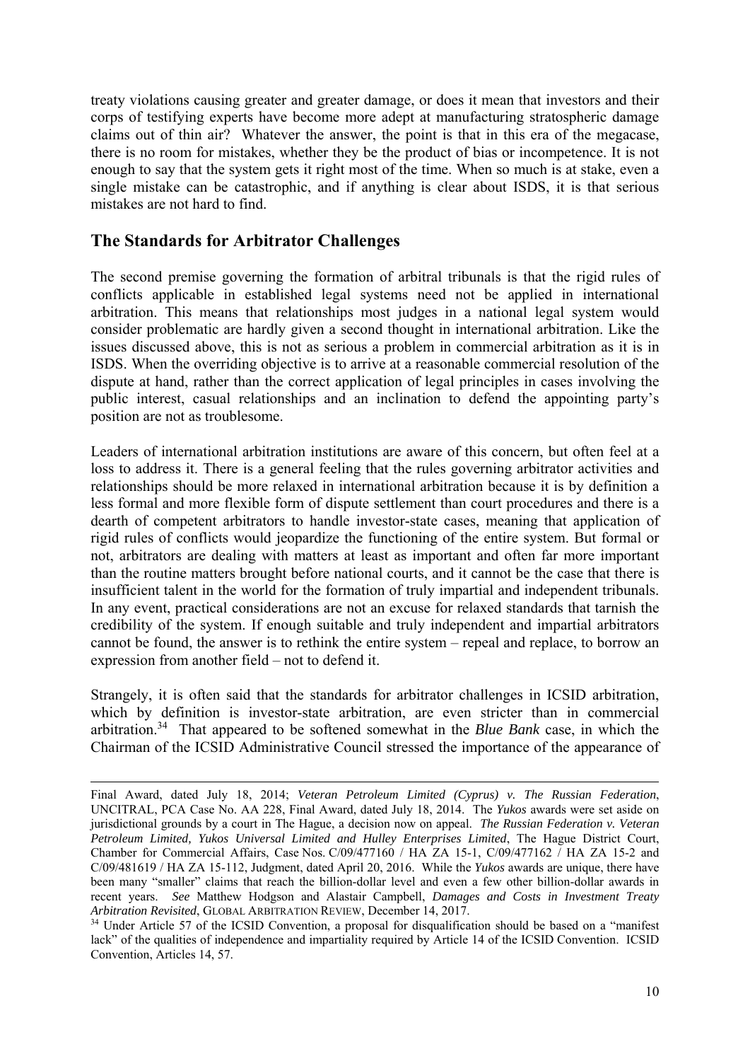treaty violations causing greater and greater damage, or does it mean that investors and their corps of testifying experts have become more adept at manufacturing stratospheric damage claims out of thin air? Whatever the answer, the point is that in this era of the megacase, there is no room for mistakes, whether they be the product of bias or incompetence. It is not enough to say that the system gets it right most of the time. When so much is at stake, even a single mistake can be catastrophic, and if anything is clear about ISDS, it is that serious mistakes are not hard to find.

## The Standards for Arbitrator Challenges

The second premise governing the formation of arbitral tribunals is that the rigid rules of conflicts applicable in established legal systems need not be applied in international arbitration. This means that relationships most judges in a national legal system would consider problematic are hardly given a second thought in international arbitration. Like the issues discussed above, this is not as serious a problem in commercial arbitration as it is in ISDS. When the overriding objective is to arrive at a reasonable commercial resolution of the dispute at hand, rather than the correct application of legal principles in cases involving the public interest, casual relationships and an inclination to defend the appointing party's position are not as troublesome.

Leaders of international arbitration institutions are aware of this concern, but often feel at a loss to address it. There is a general feeling that the rules governing arbitrator activities and relationships should be more relaxed in international arbitration because it is by definition a less formal and more flexible form of dispute settlement than court procedures and there is a dearth of competent arbitrators to handle investor-state cases, meaning that application of rigid rules of conflicts would jeopardize the functioning of the entire system. But formal or not, arbitrators are dealing with matters at least as important and often far more important than the routine matters brought before national courts, and it cannot be the case that there is insufficient talent in the world for the formation of truly impartial and independent tribunals. In any event, practical considerations are not an excuse for relaxed standards that tarnish the credibility of the system. If enough suitable and truly independent and impartial arbitrators cannot be found, the answer is to rethink the entire system – repeal and replace, to borrow an expression from another field – not to defend it.

Strangely, it is often said that the standards for arbitrator challenges in ICSID arbitration, which by definition is investor-state arbitration, are even stricter than in commercial arbitration.[34] That appeared to be softened somewhat in the *Blue Bank* case, in which the Chairman of the ICSID Administrative Council stressed the importance of the appearance of

---

Final Award, dated July 18, 2014; *Veteran Petroleum Limited (Cyprus) v. The Russian Federation*, UNCITRAL, PCA Case No. AA 228, Final Award, dated July 18, 2014. The *Yukos* awards were set aside on jurisdictional grounds by a court in The Hague, a decision now on appeal. *The Russian Federation v. Veteran Petroleum Limited, Yukos Universal Limited and Hulley Enterprises Limited*, The Hague District Court, Chamber for Commercial Affairs, Case Nos. C/09/477160 / HA ZA 15-1, C/09/477162 / HA ZA 15-2 and C/09/481619 / HA ZA 15-112, Judgment, dated April 20, 2016. While the *Yukos* awards are unique, there have been many "smaller" claims that reach the billion-dollar level and even a few other billion-dollar awards in recent years. *See* Matthew Hodgson and Alastair Campbell, *Damages and Costs in Investment Treaty Arbitration Revisited*, GLOBAL ARBITRATION REVIEW, December 14, 2017.

[34] Under Article 57 of the ICSID Convention, a proposal for disqualification should be based on a "manifest lack" of the qualities of independence and impartiality required by Article 14 of the ICSID Convention. ICSID Convention, Articles 14, 57.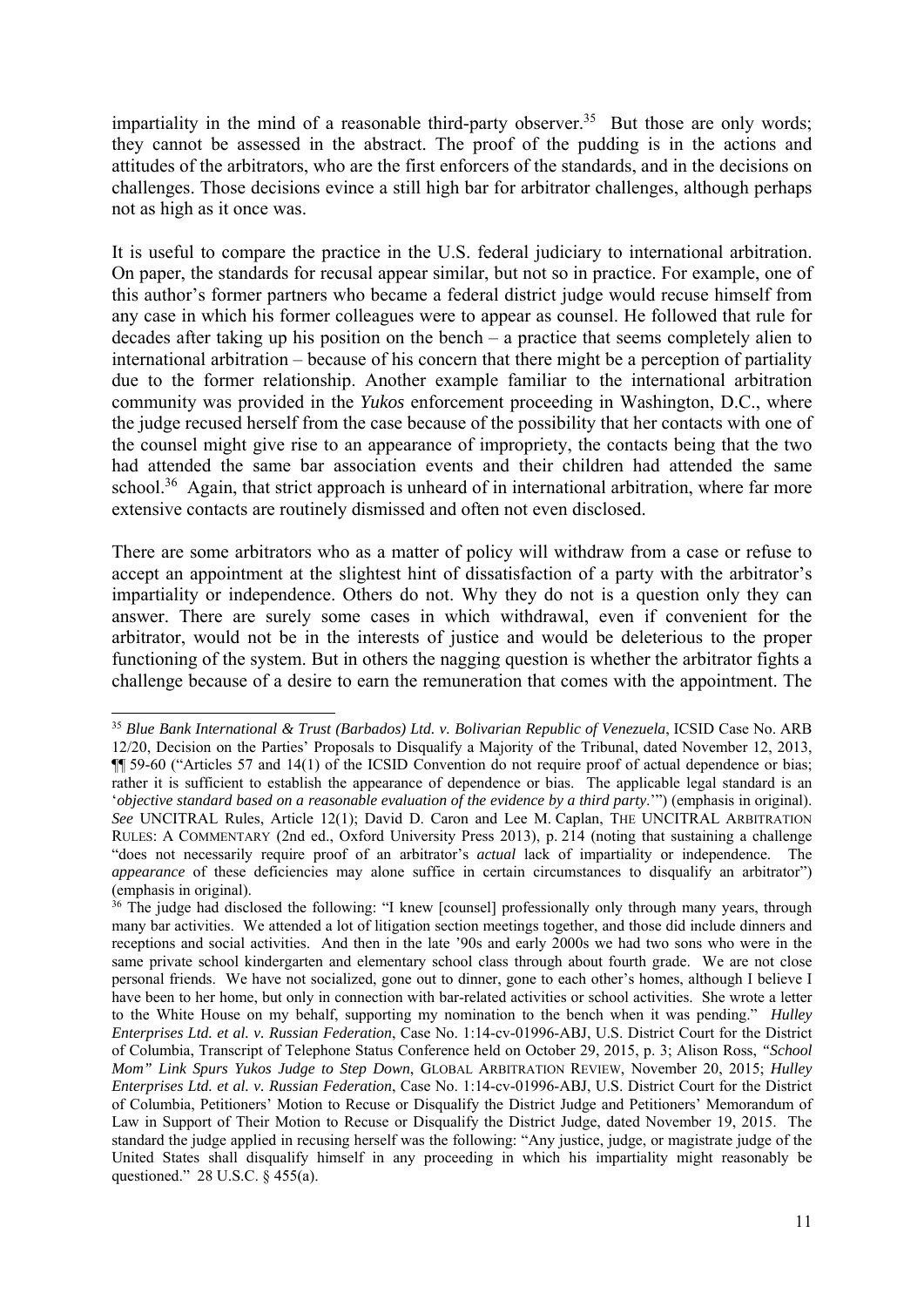impartiality in the mind of a reasonable third-party observer.[35] But those are only words; they cannot be assessed in the abstract. The proof of the pudding is in the actions and attitudes of the arbitrators, who are the first enforcers of the standards, and in the decisions on challenges. Those decisions evince a still high bar for arbitrator challenges, although perhaps not as high as it once was.

It is useful to compare the practice in the U.S. federal judiciary to international arbitration. On paper, the standards for recusal appear similar, but not so in practice. For example, one of this author's former partners who became a federal district judge would recuse himself from any case in which his former colleagues were to appear as counsel. He followed that rule for decades after taking up his position on the bench – a practice that seems completely alien to international arbitration – because of his concern that there might be a perception of partiality due to the former relationship. Another example familiar to the international arbitration community was provided in the *Yukos* enforcement proceeding in Washington, D.C., where the judge recused herself from the case because of the possibility that her contacts with one of the counsel might give rise to an appearance of impropriety, the contacts being that the two had attended the same bar association events and their children had attended the same school.[36] Again, that strict approach is unheard of in international arbitration, where far more extensive contacts are routinely dismissed and often not even disclosed.

There are some arbitrators who as a matter of policy will withdraw from a case or refuse to accept an appointment at the slightest hint of dissatisfaction of a party with the arbitrator's impartiality or independence. Others do not. Why they do not is a question only they can answer. There are surely some cases in which withdrawal, even if convenient for the arbitrator, would not be in the interests of justice and would be deleterious to the proper functioning of the system. But in others the nagging question is whether the arbitrator fights a challenge because of a desire to earn the remuneration that comes with the appointment. The

---

[35] *Blue Bank International & Trust (Barbados) Ltd. v. Bolivarian Republic of Venezuela*, ICSID Case No. ARB 12/20, Decision on the Parties' Proposals to Disqualify a Majority of the Tribunal, dated November 12, 2013, ¶¶ 59-60 ("Articles 57 and 14(1) of the ICSID Convention do not require proof of actual dependence or bias; rather it is sufficient to establish the appearance of dependence or bias. The applicable legal standard is an '*objective standard based on a reasonable evaluation of the evidence by a third party*.'") (emphasis in original). *See* UNCITRAL Rules, Article 12(1); David D. Caron and Lee M. Caplan, THE UNCITRAL ARBITRATION RULES: A COMMENTARY (2nd ed., Oxford University Press 2013), p. 214 (noting that sustaining a challenge "does not necessarily require proof of an arbitrator's *actual* lack of impartiality or independence. The *appearance* of these deficiencies may alone suffice in certain circumstances to disqualify an arbitrator") (emphasis in original).

[36] The judge had disclosed the following: "I knew [counsel] professionally only through many years, through many bar activities. We attended a lot of litigation section meetings together, and those did include dinners and receptions and social activities. And then in the late '90s and early 2000s we had two sons who were in the same private school kindergarten and elementary school class through about fourth grade. We are not close personal friends. We have not socialized, gone out to dinner, gone to each other's homes, although I believe I have been to her home, but only in connection with bar-related activities or school activities. She wrote a letter to the White House on my behalf, supporting my nomination to the bench when it was pending." *Hulley Enterprises Ltd. et al. v. Russian Federation*, Case No. 1:14-cv-01996-ABJ, U.S. District Court for the District of Columbia, Transcript of Telephone Status Conference held on October 29, 2015, p. 3; Alison Ross, *"School Mom" Link Spurs Yukos Judge to Step Down*, GLOBAL ARBITRATION REVIEW, November 20, 2015; *Hulley Enterprises Ltd. et al. v. Russian Federation*, Case No. 1:14-cv-01996-ABJ, U.S. District Court for the District of Columbia, Petitioners' Motion to Recuse or Disqualify the District Judge and Petitioners' Memorandum of Law in Support of Their Motion to Recuse or Disqualify the District Judge, dated November 19, 2015. The standard the judge applied in recusing herself was the following: "Any justice, judge, or magistrate judge of the United States shall disqualify himself in any proceeding in which his impartiality might reasonably be questioned." 28 U.S.C. § 455(a).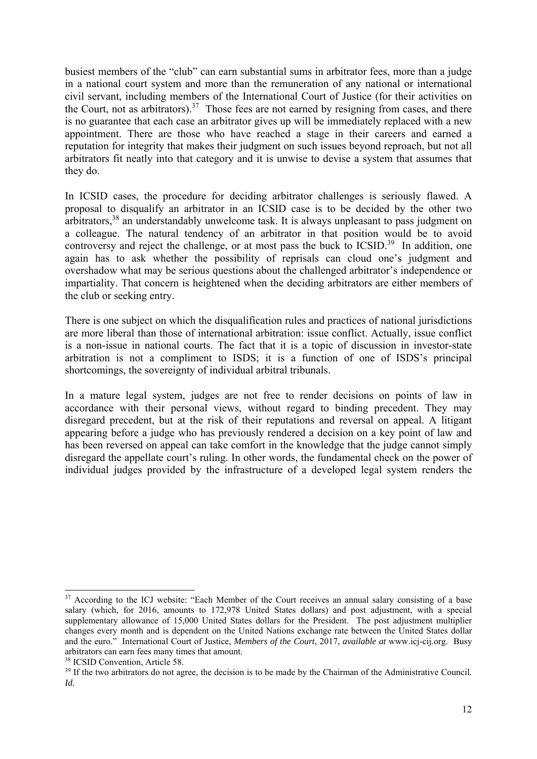busiest members of the "club" can earn substantial sums in arbitrator fees, more than a judge in a national court system and more than the remuneration of any national or international civil servant, including members of the International Court of Justice (for their activities on the Court, not as arbitrators).[37] Those fees are not earned by resigning from cases, and there is no guarantee that each case an arbitrator gives up will be immediately replaced with a new appointment. There are those who have reached a stage in their careers and earned a reputation for integrity that makes their judgment on such issues beyond reproach, but not all arbitrators fit neatly into that category and it is unwise to devise a system that assumes that they do.

In ICSID cases, the procedure for deciding arbitrator challenges is seriously flawed. A proposal to disqualify an arbitrator in an ICSID case is to be decided by the other two arbitrators,[38] an understandably unwelcome task. It is always unpleasant to pass judgment on a colleague. The natural tendency of an arbitrator in that position would be to avoid controversy and reject the challenge, or at most pass the buck to ICSID.[39] In addition, one again has to ask whether the possibility of reprisals can cloud one's judgment and overshadow what may be serious questions about the challenged arbitrator's independence or impartiality. That concern is heightened when the deciding arbitrators are either members of the club or seeking entry.

There is one subject on which the disqualification rules and practices of national jurisdictions are more liberal than those of international arbitration: issue conflict. Actually, issue conflict is a non-issue in national courts. The fact that it is a topic of discussion in investor-state arbitration is not a compliment to ISDS; it is a function of one of ISDS's principal shortcomings, the sovereignty of individual arbitral tribunals.

In a mature legal system, judges are not free to render decisions on points of law in accordance with their personal views, without regard to binding precedent. They may disregard precedent, but at the risk of their reputations and reversal on appeal. A litigant appearing before a judge who has previously rendered a decision on a key point of law and has been reversed on appeal can take comfort in the knowledge that the judge cannot simply disregard the appellate court's ruling. In other words, the fundamental check on the power of individual judges provided by the infrastructure of a developed legal system renders the

---

[37] According to the ICJ website: "Each Member of the Court receives an annual salary consisting of a base salary (which, for 2016, amounts to 172,978 United States dollars) and post adjustment, with a special supplementary allowance of 15,000 United States dollars for the President. The post adjustment multiplier changes every month and is dependent on the United Nations exchange rate between the United States dollar and the euro." International Court of Justice, *Members of the Court*, 2017, *available at* www.icj-cij.org. Busy arbitrators can earn fees many times that amount.

[38] ICSID Convention, Article 58.

[39] If the two arbitrators do not agree, the decision is to be made by the Chairman of the Administrative Council. *Id.*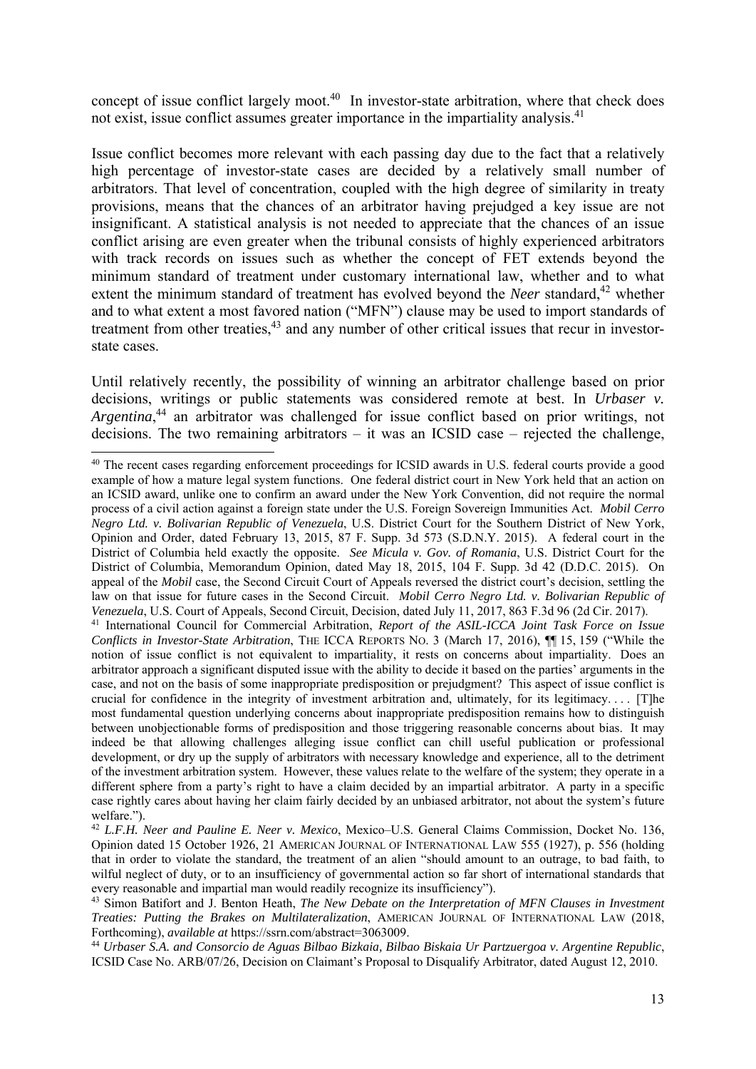concept of issue conflict largely moot.[40] In investor-state arbitration, where that check does not exist, issue conflict assumes greater importance in the impartiality analysis.[41]

Issue conflict becomes more relevant with each passing day due to the fact that a relatively high percentage of investor-state cases are decided by a relatively small number of arbitrators. That level of concentration, coupled with the high degree of similarity in treaty provisions, means that the chances of an arbitrator having prejudged a key issue are not insignificant. A statistical analysis is not needed to appreciate that the chances of an issue conflict arising are even greater when the tribunal consists of highly experienced arbitrators with track records on issues such as whether the concept of FET extends beyond the minimum standard of treatment under customary international law, whether and to what extent the minimum standard of treatment has evolved beyond the *Neer* standard,[42] whether and to what extent a most favored nation ("MFN") clause may be used to import standards of treatment from other treaties,[43] and any number of other critical issues that recur in investor-state cases.

Until relatively recently, the possibility of winning an arbitrator challenge based on prior decisions, writings or public statements was considered remote at best. In *Urbaser v. Argentina*,[44] an arbitrator was challenged for issue conflict based on prior writings, not decisions. The two remaining arbitrators – it was an ICSID case – rejected the challenge,

---

[40] The recent cases regarding enforcement proceedings for ICSID awards in U.S. federal courts provide a good example of how a mature legal system functions. One federal district court in New York held that an action on an ICSID award, unlike one to confirm an award under the New York Convention, did not require the normal process of a civil action against a foreign state under the U.S. Foreign Sovereign Immunities Act. *Mobil Cerro Negro Ltd. v. Bolivarian Republic of Venezuela*, U.S. District Court for the Southern District of New York, Opinion and Order, dated February 13, 2015, 87 F. Supp. 3d 573 (S.D.N.Y. 2015). A federal court in the District of Columbia held exactly the opposite. *See Micula v. Gov. of Romania*, U.S. District Court for the District of Columbia, Memorandum Opinion, dated May 18, 2015, 104 F. Supp. 3d 42 (D.D.C. 2015). On appeal of the *Mobil* case, the Second Circuit Court of Appeals reversed the district court's decision, settling the law on that issue for future cases in the Second Circuit. *Mobil Cerro Negro Ltd. v. Bolivarian Republic of Venezuela*, U.S. Court of Appeals, Second Circuit, Decision, dated July 11, 2017, 863 F.3d 96 (2d Cir. 2017).

[41] International Council for Commercial Arbitration, *Report of the ASIL-ICCA Joint Task Force on Issue Conflicts in Investor-State Arbitration*, THE ICCA REPORTS NO. 3 (March 17, 2016), ¶¶ 15, 159 ("While the notion of issue conflict is not equivalent to impartiality, it rests on concerns about impartiality. Does an arbitrator approach a significant disputed issue with the ability to decide it based on the parties' arguments in the case, and not on the basis of some inappropriate predisposition or prejudgment? This aspect of issue conflict is crucial for confidence in the integrity of investment arbitration and, ultimately, for its legitimacy. . . . [T]he most fundamental question underlying concerns about inappropriate predisposition remains how to distinguish between unobjectionable forms of predisposition and those triggering reasonable concerns about bias. It may indeed be that allowing challenges alleging issue conflict can chill useful publication or professional development, or dry up the supply of arbitrators with necessary knowledge and experience, all to the detriment of the investment arbitration system. However, these values relate to the welfare of the system; they operate in a different sphere from a party's right to have a claim decided by an impartial arbitrator. A party in a specific case rightly cares about having her claim fairly decided by an unbiased arbitrator, not about the system's future welfare.").

[42] *L.F.H. Neer and Pauline E. Neer v. Mexico*, Mexico–U.S. General Claims Commission, Docket No. 136, Opinion dated 15 October 1926, 21 AMERICAN JOURNAL OF INTERNATIONAL LAW 555 (1927), p. 556 (holding that in order to violate the standard, the treatment of an alien "should amount to an outrage, to bad faith, to wilful neglect of duty, or to an insufficiency of governmental action so far short of international standards that every reasonable and impartial man would readily recognize its insufficiency").

[43] Simon Batifort and J. Benton Heath, *The New Debate on the Interpretation of MFN Clauses in Investment Treaties: Putting the Brakes on Multilateralization*, AMERICAN JOURNAL OF INTERNATIONAL LAW (2018, Forthcoming), *available at* https://ssrn.com/abstract=3063009.

[44] *Urbaser S.A. and Consorcio de Aguas Bilbao Bizkaia, Bilbao Biskaia Ur Partzuergoa v. Argentine Republic*, ICSID Case No. ARB/07/26, Decision on Claimant's Proposal to Disqualify Arbitrator, dated August 12, 2010.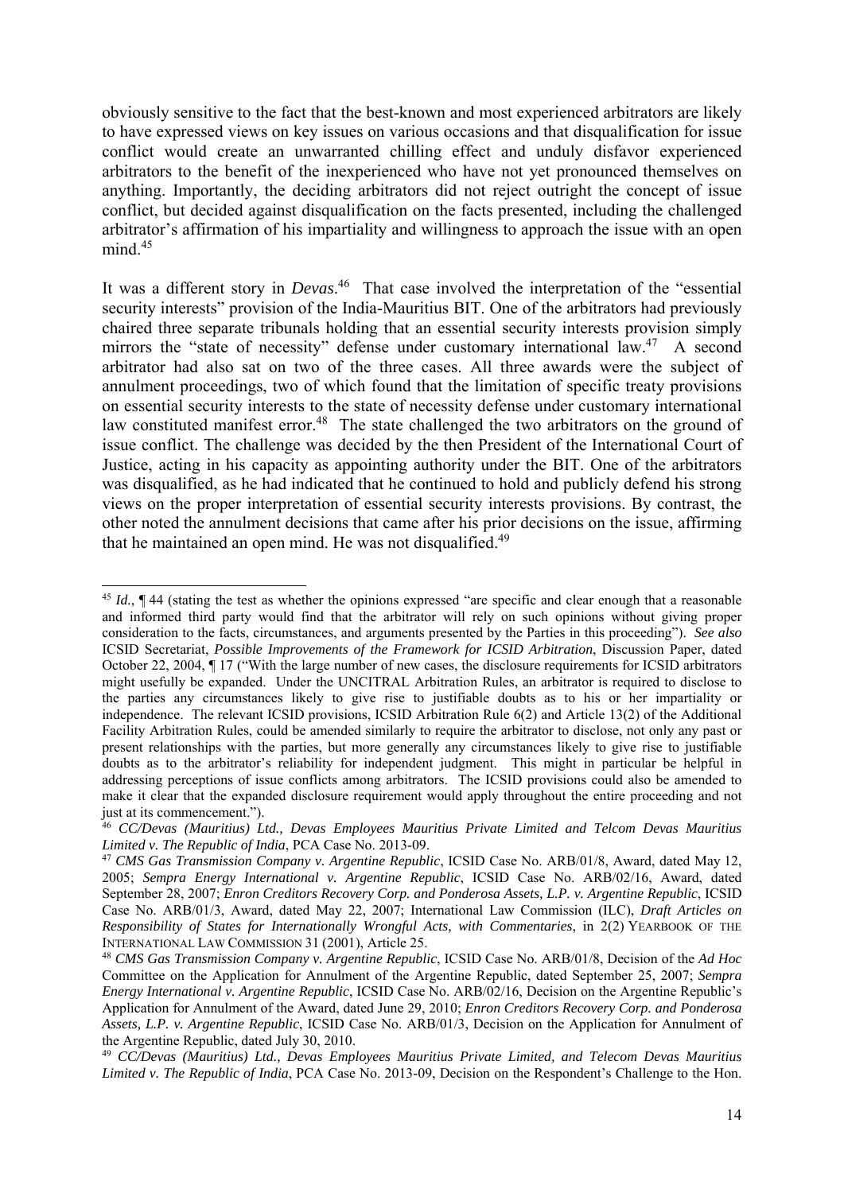obviously sensitive to the fact that the best-known and most experienced arbitrators are likely to have expressed views on key issues on various occasions and that disqualification for issue conflict would create an unwarranted chilling effect and unduly disfavor experienced arbitrators to the benefit of the inexperienced who have not yet pronounced themselves on anything. Importantly, the deciding arbitrators did not reject outright the concept of issue conflict, but decided against disqualification on the facts presented, including the challenged arbitrator's affirmation of his impartiality and willingness to approach the issue with an open mind.[45]

It was a different story in *Devas*.[46] That case involved the interpretation of the "essential security interests" provision of the India-Mauritius BIT. One of the arbitrators had previously chaired three separate tribunals holding that an essential security interests provision simply mirrors the "state of necessity" defense under customary international law.[47] A second arbitrator had also sat on two of the three cases. All three awards were the subject of annulment proceedings, two of which found that the limitation of specific treaty provisions on essential security interests to the state of necessity defense under customary international law constituted manifest error.[48] The state challenged the two arbitrators on the ground of issue conflict. The challenge was decided by the then President of the International Court of Justice, acting in his capacity as appointing authority under the BIT. One of the arbitrators was disqualified, as he had indicated that he continued to hold and publicly defend his strong views on the proper interpretation of essential security interests provisions. By contrast, the other noted the annulment decisions that came after his prior decisions on the issue, affirming that he maintained an open mind. He was not disqualified.[49]

---

[45] *Id.*, ¶ 44 (stating the test as whether the opinions expressed "are specific and clear enough that a reasonable and informed third party would find that the arbitrator will rely on such opinions without giving proper consideration to the facts, circumstances, and arguments presented by the Parties in this proceeding"). *See also* ICSID Secretariat, *Possible Improvements of the Framework for ICSID Arbitration*, Discussion Paper, dated October 22, 2004, ¶ 17 ("With the large number of new cases, the disclosure requirements for ICSID arbitrators might usefully be expanded. Under the UNCITRAL Arbitration Rules, an arbitrator is required to disclose to the parties any circumstances likely to give rise to justifiable doubts as to his or her impartiality or independence. The relevant ICSID provisions, ICSID Arbitration Rule 6(2) and Article 13(2) of the Additional Facility Arbitration Rules, could be amended similarly to require the arbitrator to disclose, not only any past or present relationships with the parties, but more generally any circumstances likely to give rise to justifiable doubts as to the arbitrator's reliability for independent judgment. This might in particular be helpful in addressing perceptions of issue conflicts among arbitrators. The ICSID provisions could also be amended to make it clear that the expanded disclosure requirement would apply throughout the entire proceeding and not just at its commencement.").

[46] *CC/Devas (Mauritius) Ltd., Devas Employees Mauritius Private Limited and Telcom Devas Mauritius Limited v. The Republic of India*, PCA Case No. 2013-09.

[47] *CMS Gas Transmission Company v. Argentine Republic*, ICSID Case No. ARB/01/8, Award, dated May 12, 2005; *Sempra Energy International v. Argentine Republic*, ICSID Case No. ARB/02/16, Award, dated September 28, 2007; *Enron Creditors Recovery Corp. and Ponderosa Assets, L.P. v. Argentine Republic*, ICSID Case No. ARB/01/3, Award, dated May 22, 2007; International Law Commission (ILC), *Draft Articles on Responsibility of States for Internationally Wrongful Acts, with Commentaries*, in 2(2) YEARBOOK OF THE INTERNATIONAL LAW COMMISSION 31 (2001), Article 25.

[48] *CMS Gas Transmission Company v. Argentine Republic*, ICSID Case No. ARB/01/8, Decision of the *Ad Hoc* Committee on the Application for Annulment of the Argentine Republic, dated September 25, 2007; *Sempra Energy International v. Argentine Republic*, ICSID Case No. ARB/02/16, Decision on the Argentine Republic's Application for Annulment of the Award, dated June 29, 2010; *Enron Creditors Recovery Corp. and Ponderosa Assets, L.P. v. Argentine Republic*, ICSID Case No. ARB/01/3, Decision on the Application for Annulment of the Argentine Republic, dated July 30, 2010.

[49] *CC/Devas (Mauritius) Ltd., Devas Employees Mauritius Private Limited, and Telecom Devas Mauritius Limited v. The Republic of India*, PCA Case No. 2013-09, Decision on the Respondent's Challenge to the Hon.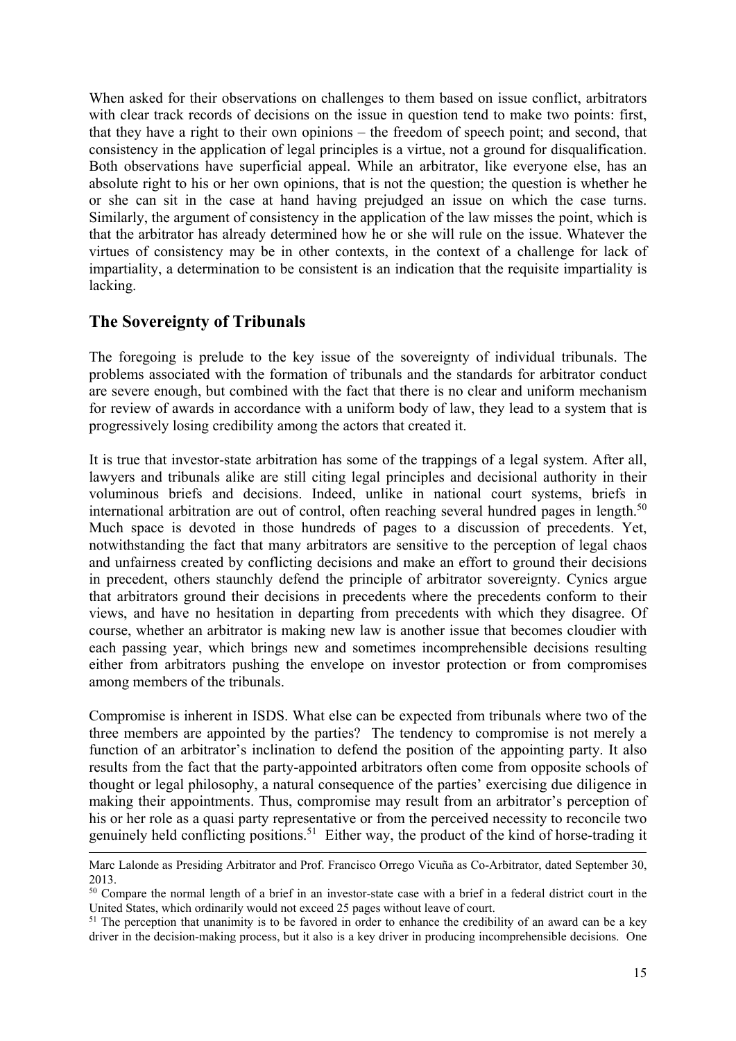When asked for their observations on challenges to them based on issue conflict, arbitrators with clear track records of decisions on the issue in question tend to make two points: first, that they have a right to their own opinions – the freedom of speech point; and second, that consistency in the application of legal principles is a virtue, not a ground for disqualification. Both observations have superficial appeal. While an arbitrator, like everyone else, has an absolute right to his or her own opinions, that is not the question; the question is whether he or she can sit in the case at hand having prejudged an issue on which the case turns. Similarly, the argument of consistency in the application of the law misses the point, which is that the arbitrator has already determined how he or she will rule on the issue. Whatever the virtues of consistency may be in other contexts, in the context of a challenge for lack of impartiality, a determination to be consistent is an indication that the requisite impartiality is lacking.

## The Sovereignty of Tribunals

The foregoing is prelude to the key issue of the sovereignty of individual tribunals. The problems associated with the formation of tribunals and the standards for arbitrator conduct are severe enough, but combined with the fact that there is no clear and uniform mechanism for review of awards in accordance with a uniform body of law, they lead to a system that is progressively losing credibility among the actors that created it.

It is true that investor-state arbitration has some of the trappings of a legal system. After all, lawyers and tribunals alike are still citing legal principles and decisional authority in their voluminous briefs and decisions. Indeed, unlike in national court systems, briefs in international arbitration are out of control, often reaching several hundred pages in length.[50] Much space is devoted in those hundreds of pages to a discussion of precedents. Yet, notwithstanding the fact that many arbitrators are sensitive to the perception of legal chaos and unfairness created by conflicting decisions and make an effort to ground their decisions in precedent, others staunchly defend the principle of arbitrator sovereignty. Cynics argue that arbitrators ground their decisions in precedents where the precedents conform to their views, and have no hesitation in departing from precedents with which they disagree. Of course, whether an arbitrator is making new law is another issue that becomes cloudier with each passing year, which brings new and sometimes incomprehensible decisions resulting either from arbitrators pushing the envelope on investor protection or from compromises among members of the tribunals.

Compromise is inherent in ISDS. What else can be expected from tribunals where two of the three members are appointed by the parties? The tendency to compromise is not merely a function of an arbitrator's inclination to defend the position of the appointing party. It also results from the fact that the party-appointed arbitrators often come from opposite schools of thought or legal philosophy, a natural consequence of the parties' exercising due diligence in making their appointments. Thus, compromise may result from an arbitrator's perception of his or her role as a quasi party representative or from the perceived necessity to reconcile two genuinely held conflicting positions.[51] Either way, the product of the kind of horse-trading it

---

Marc Lalonde as Presiding Arbitrator and Prof. Francisco Orrego Vicuña as Co-Arbitrator, dated September 30, 2013.

[50] Compare the normal length of a brief in an investor-state case with a brief in a federal district court in the United States, which ordinarily would not exceed 25 pages without leave of court.

[51] The perception that unanimity is to be favored in order to enhance the credibility of an award can be a key driver in the decision-making process, but it also is a key driver in producing incomprehensible decisions. One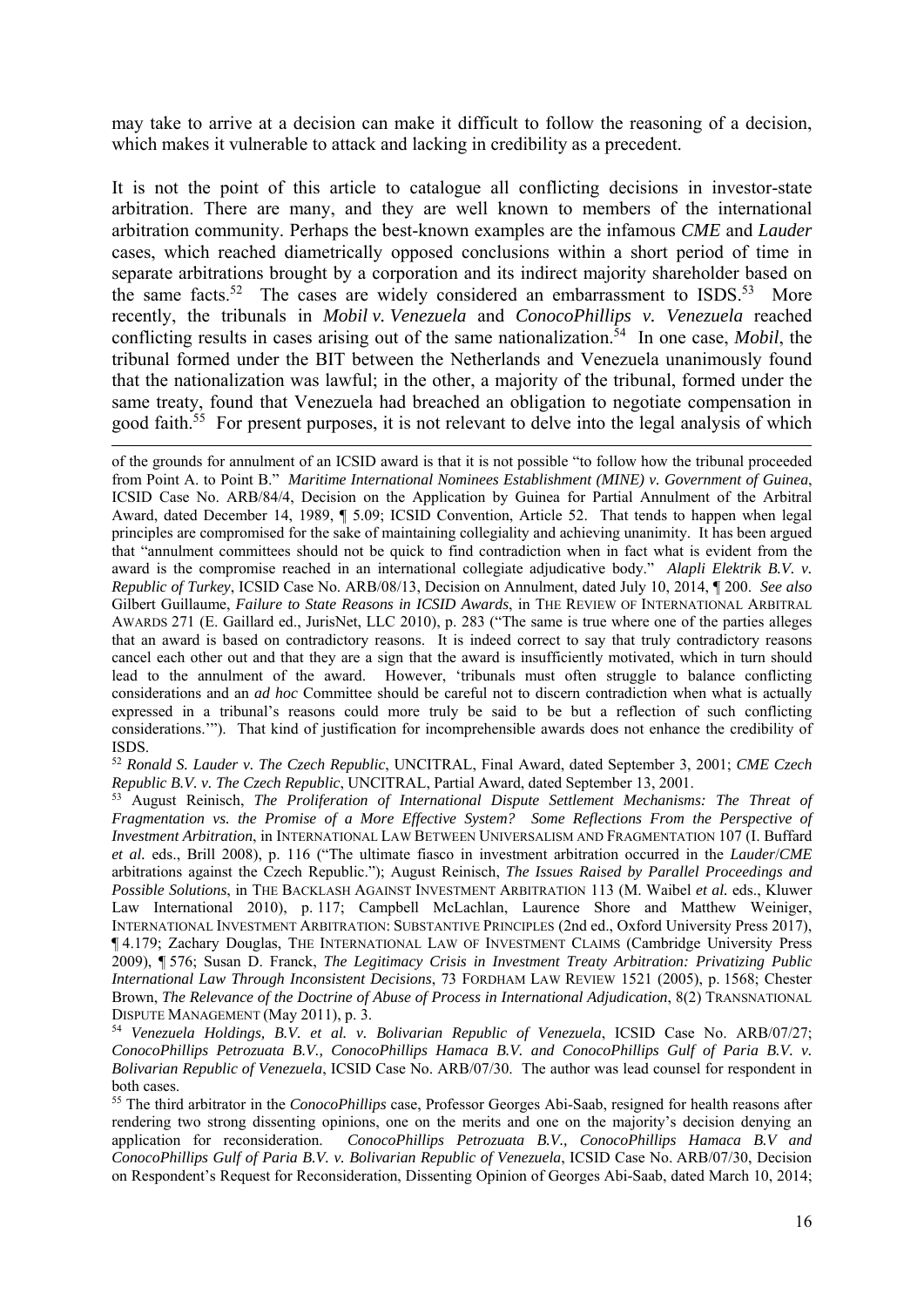may take to arrive at a decision can make it difficult to follow the reasoning of a decision, which makes it vulnerable to attack and lacking in credibility as a precedent.

It is not the point of this article to catalogue all conflicting decisions in investor-state arbitration. There are many, and they are well known to members of the international arbitration community. Perhaps the best-known examples are the infamous *CME* and *Lauder* cases, which reached diametrically opposed conclusions within a short period of time in separate arbitrations brought by a corporation and its indirect majority shareholder based on the same facts.[52] The cases are widely considered an embarrassment to ISDS.[53] More recently, the tribunals in *Mobil v. Venezuela* and *ConocoPhillips v. Venezuela* reached conflicting results in cases arising out of the same nationalization.[54] In one case, *Mobil*, the tribunal formed under the BIT between the Netherlands and Venezuela unanimously found that the nationalization was lawful; in the other, a majority of the tribunal, formed under the same treaty, found that Venezuela had breached an obligation to negotiate compensation in good faith.[55] For present purposes, it is not relevant to delve into the legal analysis of which

---

of the grounds for annulment of an ICSID award is that it is not possible "to follow how the tribunal proceeded from Point A. to Point B." *Maritime International Nominees Establishment (MINE) v. Government of Guinea*, ICSID Case No. ARB/84/4, Decision on the Application by Guinea for Partial Annulment of the Arbitral Award, dated December 14, 1989, ¶ 5.09; ICSID Convention, Article 52. That tends to happen when legal principles are compromised for the sake of maintaining collegiality and achieving unanimity. It has been argued that "annulment committees should not be quick to find contradiction when in fact what is evident from the award is the compromise reached in an international collegiate adjudicative body." *Alapli Elektrik B.V. v. Republic of Turkey*, ICSID Case No. ARB/08/13, Decision on Annulment, dated July 10, 2014, ¶ 200. *See also* Gilbert Guillaume, *Failure to State Reasons in ICSID Awards*, in THE REVIEW OF INTERNATIONAL ARBITRAL AWARDS 271 (E. Gaillard ed., JurisNet, LLC 2010), p. 283 ("The same is true where one of the parties alleges that an award is based on contradictory reasons. It is indeed correct to say that truly contradictory reasons cancel each other out and that they are a sign that the award is insufficiently motivated, which in turn should lead to the annulment of the award. However, 'tribunals must often struggle to balance conflicting considerations and an *ad hoc* Committee should be careful not to discern contradiction when what is actually expressed in a tribunal's reasons could more truly be said to be but a reflection of such conflicting considerations.'"). That kind of justification for incomprehensible awards does not enhance the credibility of ISDS.

[52] *Ronald S. Lauder v. The Czech Republic*, UNCITRAL, Final Award, dated September 3, 2001; *CME Czech Republic B.V. v. The Czech Republic*, UNCITRAL, Partial Award, dated September 13, 2001.

[53] August Reinisch, *The Proliferation of International Dispute Settlement Mechanisms: The Threat of Fragmentation vs. the Promise of a More Effective System? Some Reflections From the Perspective of Investment Arbitration*, in INTERNATIONAL LAW BETWEEN UNIVERSALISM AND FRAGMENTATION 107 (I. Buffard *et al.* eds., Brill 2008), p. 116 ("The ultimate fiasco in investment arbitration occurred in the *Lauder*/*CME* arbitrations against the Czech Republic."); August Reinisch, *The Issues Raised by Parallel Proceedings and Possible Solutions*, in THE BACKLASH AGAINST INVESTMENT ARBITRATION 113 (M. Waibel *et al.* eds., Kluwer Law International 2010), p. 117; Campbell McLachlan, Laurence Shore and Matthew Weiniger, INTERNATIONAL INVESTMENT ARBITRATION: SUBSTANTIVE PRINCIPLES (2nd ed., Oxford University Press 2017), ¶ 4.179; Zachary Douglas, THE INTERNATIONAL LAW OF INVESTMENT CLAIMS (Cambridge University Press 2009), ¶ 576; Susan D. Franck, *The Legitimacy Crisis in Investment Treaty Arbitration: Privatizing Public International Law Through Inconsistent Decisions*, 73 FORDHAM LAW REVIEW 1521 (2005), p. 1568; Chester Brown, *The Relevance of the Doctrine of Abuse of Process in International Adjudication*, 8(2) TRANSNATIONAL DISPUTE MANAGEMENT (May 2011), p. 3.

[54] *Venezuela Holdings, B.V. et al. v. Bolivarian Republic of Venezuela*, ICSID Case No. ARB/07/27; *ConocoPhillips Petrozuata B.V., ConocoPhillips Hamaca B.V. and ConocoPhillips Gulf of Paria B.V. v. Bolivarian Republic of Venezuela*, ICSID Case No. ARB/07/30. The author was lead counsel for respondent in both cases.

[55] The third arbitrator in the *ConocoPhillips* case, Professor Georges Abi-Saab, resigned for health reasons after rendering two strong dissenting opinions, one on the merits and one on the majority's decision denying an application for reconsideration. *ConocoPhillips Petrozuata B.V., ConocoPhillips Hamaca B.V and ConocoPhillips Gulf of Paria B.V. v. Bolivarian Republic of Venezuela*, ICSID Case No. ARB/07/30, Decision on Respondent's Request for Reconsideration, Dissenting Opinion of Georges Abi-Saab, dated March 10, 2014;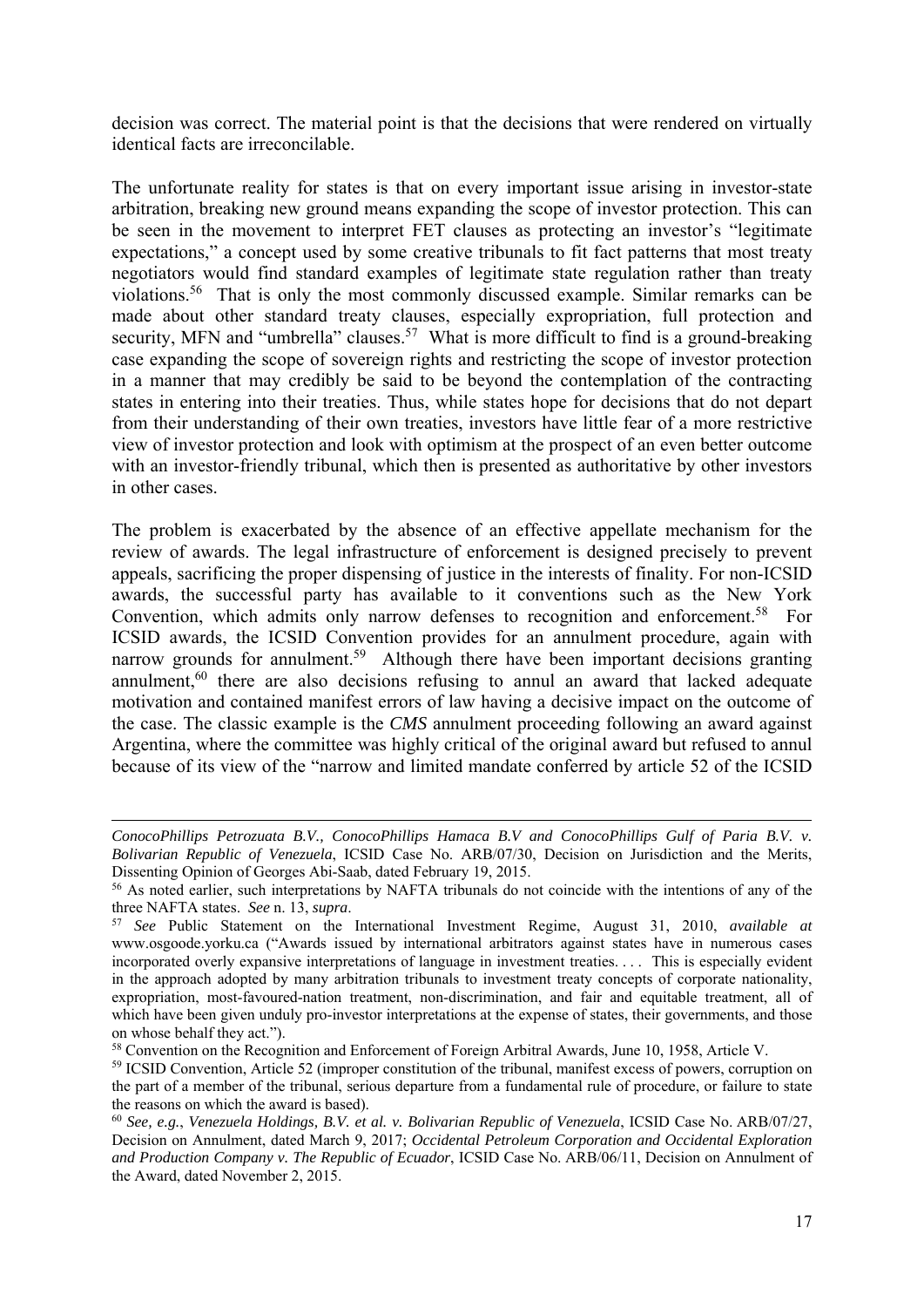decision was correct. The material point is that the decisions that were rendered on virtually identical facts are irreconcilable.

The unfortunate reality for states is that on every important issue arising in investor-state arbitration, breaking new ground means expanding the scope of investor protection. This can be seen in the movement to interpret FET clauses as protecting an investor's "legitimate expectations," a concept used by some creative tribunals to fit fact patterns that most treaty negotiators would find standard examples of legitimate state regulation rather than treaty violations.[56] That is only the most commonly discussed example. Similar remarks can be made about other standard treaty clauses, especially expropriation, full protection and security, MFN and "umbrella" clauses.[57] What is more difficult to find is a ground-breaking case expanding the scope of sovereign rights and restricting the scope of investor protection in a manner that may credibly be said to be beyond the contemplation of the contracting states in entering into their treaties. Thus, while states hope for decisions that do not depart from their understanding of their own treaties, investors have little fear of a more restrictive view of investor protection and look with optimism at the prospect of an even better outcome with an investor-friendly tribunal, which then is presented as authoritative by other investors in other cases.

The problem is exacerbated by the absence of an effective appellate mechanism for the review of awards. The legal infrastructure of enforcement is designed precisely to prevent appeals, sacrificing the proper dispensing of justice in the interests of finality. For non-ICSID awards, the successful party has available to it conventions such as the New York Convention, which admits only narrow defenses to recognition and enforcement.[58] For ICSID awards, the ICSID Convention provides for an annulment procedure, again with narrow grounds for annulment.[59] Although there have been important decisions granting annulment,[60] there are also decisions refusing to annul an award that lacked adequate motivation and contained manifest errors of law having a decisive impact on the outcome of the case. The classic example is the *CMS* annulment proceeding following an award against Argentina, where the committee was highly critical of the original award but refused to annul because of its view of the "narrow and limited mandate conferred by article 52 of the ICSID

---

*ConocoPhillips Petrozuata B.V., ConocoPhillips Hamaca B.V and ConocoPhillips Gulf of Paria B.V. v. Bolivarian Republic of Venezuela*, ICSID Case No. ARB/07/30, Decision on Jurisdiction and the Merits, Dissenting Opinion of Georges Abi-Saab, dated February 19, 2015.

[56] As noted earlier, such interpretations by NAFTA tribunals do not coincide with the intentions of any of the three NAFTA states. *See* n. 13, *supra*.

[57] *See* Public Statement on the International Investment Regime, August 31, 2010, *available at* www.osgoode.yorku.ca ("Awards issued by international arbitrators against states have in numerous cases incorporated overly expansive interpretations of language in investment treaties. . . . This is especially evident in the approach adopted by many arbitration tribunals to investment treaty concepts of corporate nationality, expropriation, most-favoured-nation treatment, non-discrimination, and fair and equitable treatment, all of which have been given unduly pro-investor interpretations at the expense of states, their governments, and those on whose behalf they act.").

[58] Convention on the Recognition and Enforcement of Foreign Arbitral Awards, June 10, 1958, Article V.

[59] ICSID Convention, Article 52 (improper constitution of the tribunal, manifest excess of powers, corruption on the part of a member of the tribunal, serious departure from a fundamental rule of procedure, or failure to state the reasons on which the award is based).

[60] *See, e.g.*, *Venezuela Holdings, B.V. et al. v. Bolivarian Republic of Venezuela*, ICSID Case No. ARB/07/27, Decision on Annulment, dated March 9, 2017; *Occidental Petroleum Corporation and Occidental Exploration and Production Company v. The Republic of Ecuador*, ICSID Case No. ARB/06/11, Decision on Annulment of the Award, dated November 2, 2015.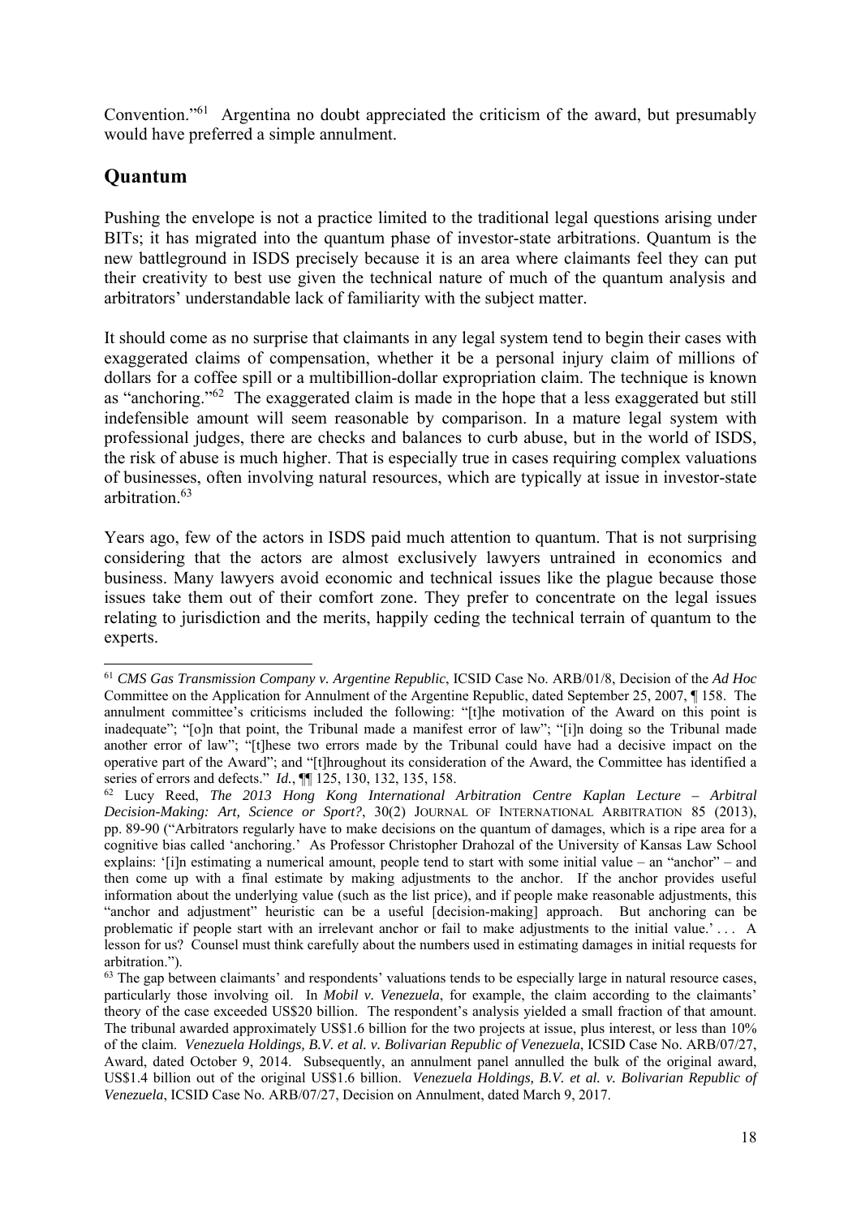Convention."[61] Argentina no doubt appreciated the criticism of the award, but presumably would have preferred a simple annulment.

## Quantum

Pushing the envelope is not a practice limited to the traditional legal questions arising under BITs; it has migrated into the quantum phase of investor-state arbitrations. Quantum is the new battleground in ISDS precisely because it is an area where claimants feel they can put their creativity to best use given the technical nature of much of the quantum analysis and arbitrators' understandable lack of familiarity with the subject matter.

It should come as no surprise that claimants in any legal system tend to begin their cases with exaggerated claims of compensation, whether it be a personal injury claim of millions of dollars for a coffee spill or a multibillion-dollar expropriation claim. The technique is known as "anchoring."[62] The exaggerated claim is made in the hope that a less exaggerated but still indefensible amount will seem reasonable by comparison. In a mature legal system with professional judges, there are checks and balances to curb abuse, but in the world of ISDS, the risk of abuse is much higher. That is especially true in cases requiring complex valuations of businesses, often involving natural resources, which are typically at issue in investor-state arbitration.[63]

Years ago, few of the actors in ISDS paid much attention to quantum. That is not surprising considering that the actors are almost exclusively lawyers untrained in economics and business. Many lawyers avoid economic and technical issues like the plague because those issues take them out of their comfort zone. They prefer to concentrate on the legal issues relating to jurisdiction and the merits, happily ceding the technical terrain of quantum to the experts.

---

[61] *CMS Gas Transmission Company v. Argentine Republic*, ICSID Case No. ARB/01/8, Decision of the *Ad Hoc* Committee on the Application for Annulment of the Argentine Republic, dated September 25, 2007, ¶ 158. The annulment committee's criticisms included the following: "[t]he motivation of the Award on this point is inadequate"; "[o]n that point, the Tribunal made a manifest error of law"; "[i]n doing so the Tribunal made another error of law"; "[t]hese two errors made by the Tribunal could have had a decisive impact on the operative part of the Award"; and "[t]hroughout its consideration of the Award, the Committee has identified a series of errors and defects." *Id.*, ¶¶ 125, 130, 132, 135, 158.

[62] Lucy Reed, *The 2013 Hong Kong International Arbitration Centre Kaplan Lecture – Arbitral Decision-Making: Art, Science or Sport?*, 30(2) JOURNAL OF INTERNATIONAL ARBITRATION 85 (2013), pp. 89-90 ("Arbitrators regularly have to make decisions on the quantum of damages, which is a ripe area for a cognitive bias called 'anchoring.' As Professor Christopher Drahozal of the University of Kansas Law School explains: '[i]n estimating a numerical amount, people tend to start with some initial value – an "anchor" – and then come up with a final estimate by making adjustments to the anchor. If the anchor provides useful information about the underlying value (such as the list price), and if people make reasonable adjustments, this "anchor and adjustment" heuristic can be a useful [decision-making] approach. But anchoring can be problematic if people start with an irrelevant anchor or fail to make adjustments to the initial value.' . . . A lesson for us? Counsel must think carefully about the numbers used in estimating damages in initial requests for arbitration.").

[63] The gap between claimants' and respondents' valuations tends to be especially large in natural resource cases, particularly those involving oil. In *Mobil v. Venezuela*, for example, the claim according to the claimants' theory of the case exceeded US$20 billion. The respondent's analysis yielded a small fraction of that amount. The tribunal awarded approximately US$1.6 billion for the two projects at issue, plus interest, or less than 10% of the claim. *Venezuela Holdings, B.V. et al. v. Bolivarian Republic of Venezuela*, ICSID Case No. ARB/07/27, Award, dated October 9, 2014. Subsequently, an annulment panel annulled the bulk of the original award, US$1.4 billion out of the original US$1.6 billion. *Venezuela Holdings, B.V. et al. v. Bolivarian Republic of Venezuela*, ICSID Case No. ARB/07/27, Decision on Annulment, dated March 9, 2017.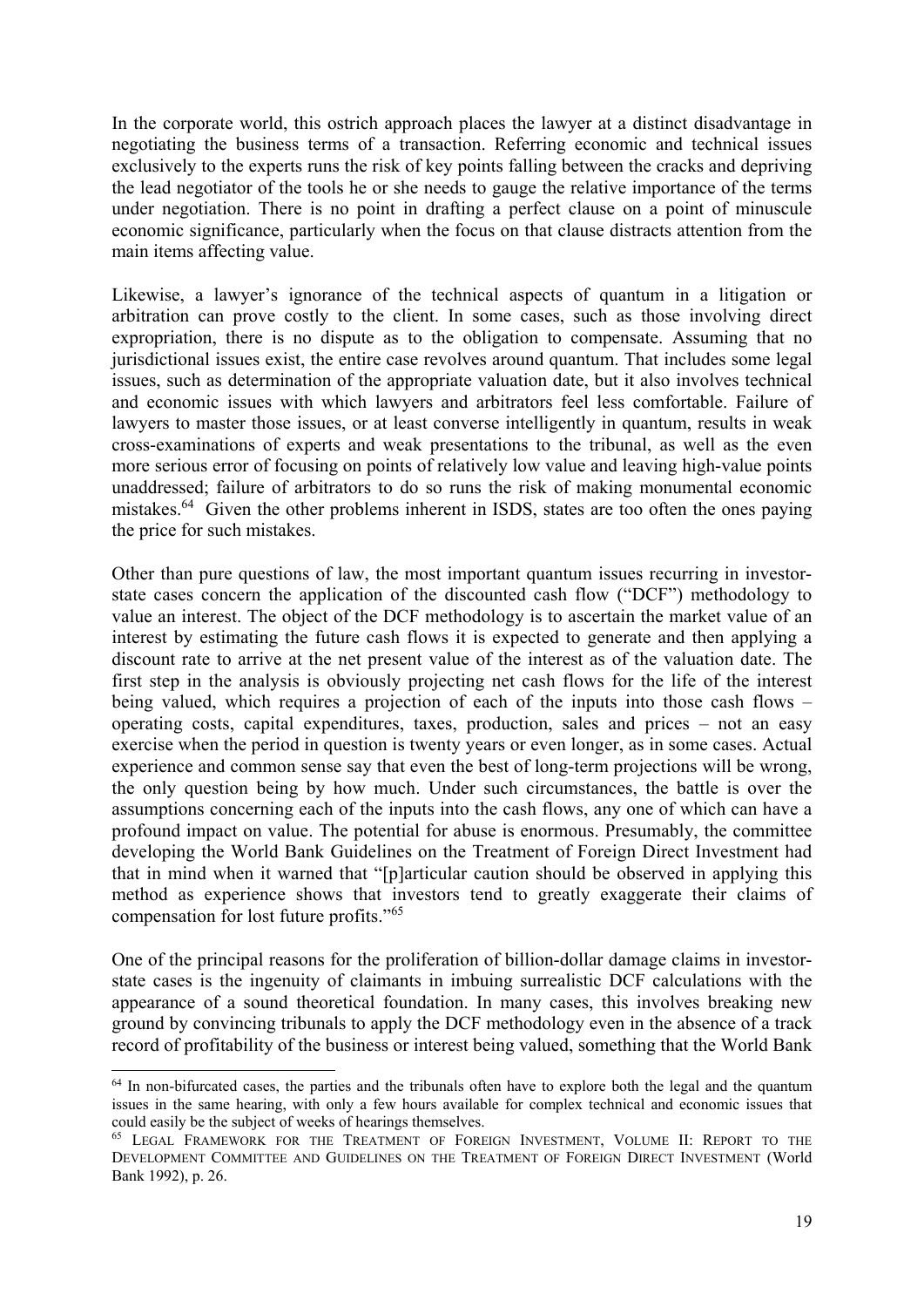In the corporate world, this ostrich approach places the lawyer at a distinct disadvantage in negotiating the business terms of a transaction. Referring economic and technical issues exclusively to the experts runs the risk of key points falling between the cracks and depriving the lead negotiator of the tools he or she needs to gauge the relative importance of the terms under negotiation. There is no point in drafting a perfect clause on a point of minuscule economic significance, particularly when the focus on that clause distracts attention from the main items affecting value.

Likewise, a lawyer's ignorance of the technical aspects of quantum in a litigation or arbitration can prove costly to the client. In some cases, such as those involving direct expropriation, there is no dispute as to the obligation to compensate. Assuming that no jurisdictional issues exist, the entire case revolves around quantum. That includes some legal issues, such as determination of the appropriate valuation date, but it also involves technical and economic issues with which lawyers and arbitrators feel less comfortable. Failure of lawyers to master those issues, or at least converse intelligently in quantum, results in weak cross-examinations of experts and weak presentations to the tribunal, as well as the even more serious error of focusing on points of relatively low value and leaving high-value points unaddressed; failure of arbitrators to do so runs the risk of making monumental economic mistakes.[64] Given the other problems inherent in ISDS, states are too often the ones paying the price for such mistakes.

Other than pure questions of law, the most important quantum issues recurring in investor-state cases concern the application of the discounted cash flow ("DCF") methodology to value an interest. The object of the DCF methodology is to ascertain the market value of an interest by estimating the future cash flows it is expected to generate and then applying a discount rate to arrive at the net present value of the interest as of the valuation date. The first step in the analysis is obviously projecting net cash flows for the life of the interest being valued, which requires a projection of each of the inputs into those cash flows – operating costs, capital expenditures, taxes, production, sales and prices – not an easy exercise when the period in question is twenty years or even longer, as in some cases. Actual experience and common sense say that even the best of long-term projections will be wrong, the only question being by how much. Under such circumstances, the battle is over the assumptions concerning each of the inputs into the cash flows, any one of which can have a profound impact on value. The potential for abuse is enormous. Presumably, the committee developing the World Bank Guidelines on the Treatment of Foreign Direct Investment had that in mind when it warned that "[p]articular caution should be observed in applying this method as experience shows that investors tend to greatly exaggerate their claims of compensation for lost future profits."[65]

One of the principal reasons for the proliferation of billion-dollar damage claims in investor-state cases is the ingenuity of claimants in imbuing surrealistic DCF calculations with the appearance of a sound theoretical foundation. In many cases, this involves breaking new ground by convincing tribunals to apply the DCF methodology even in the absence of a track record of profitability of the business or interest being valued, something that the World Bank

---

[64] In non-bifurcated cases, the parties and the tribunals often have to explore both the legal and the quantum issues in the same hearing, with only a few hours available for complex technical and economic issues that could easily be the subject of weeks of hearings themselves.

[65] LEGAL FRAMEWORK FOR THE TREATMENT OF FOREIGN INVESTMENT, VOLUME II: REPORT TO THE DEVELOPMENT COMMITTEE AND GUIDELINES ON THE TREATMENT OF FOREIGN DIRECT INVESTMENT (World Bank 1992), p. 26.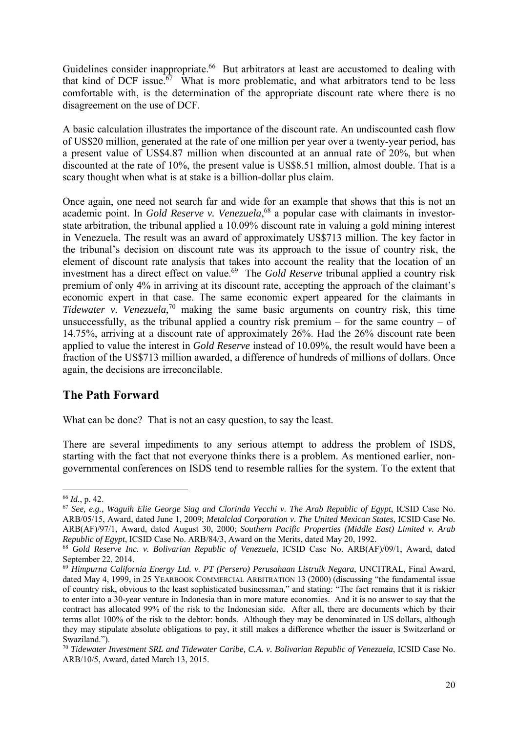Guidelines consider inappropriate.[66] But arbitrators at least are accustomed to dealing with that kind of DCF issue.[67] What is more problematic, and what arbitrators tend to be less comfortable with, is the determination of the appropriate discount rate where there is no disagreement on the use of DCF.

A basic calculation illustrates the importance of the discount rate. An undiscounted cash flow of US$20 million, generated at the rate of one million per year over a twenty-year period, has a present value of US$4.87 million when discounted at an annual rate of 20%, but when discounted at the rate of 10%, the present value is US$8.51 million, almost double. That is a scary thought when what is at stake is a billion-dollar plus claim.

Once again, one need not search far and wide for an example that shows that this is not an academic point. In *Gold Reserve v. Venezuela*,[68] a popular case with claimants in investor-state arbitration, the tribunal applied a 10.09% discount rate in valuing a gold mining interest in Venezuela. The result was an award of approximately US$713 million. The key factor in the tribunal's decision on discount rate was its approach to the issue of country risk, the element of discount rate analysis that takes into account the reality that the location of an investment has a direct effect on value.[69] The *Gold Reserve* tribunal applied a country risk premium of only 4% in arriving at its discount rate, accepting the approach of the claimant's economic expert in that case. The same economic expert appeared for the claimants in *Tidewater v. Venezuela*,[70] making the same basic arguments on country risk, this time unsuccessfully, as the tribunal applied a country risk premium – for the same country – of 14.75%, arriving at a discount rate of approximately 26%. Had the 26% discount rate been applied to value the interest in *Gold Reserve* instead of 10.09%, the result would have been a fraction of the US$713 million awarded, a difference of hundreds of millions of dollars. Once again, the decisions are irreconcilable.

## The Path Forward

What can be done? That is not an easy question, to say the least.

There are several impediments to any serious attempt to address the problem of ISDS, starting with the fact that not everyone thinks there is a problem. As mentioned earlier, non-governmental conferences on ISDS tend to resemble rallies for the system. To the extent that

---

[66] *Id.*, p. 42.

[67] *See, e.g.*, *Waguih Elie George Siag and Clorinda Vecchi v. The Arab Republic of Egypt*, ICSID Case No. ARB/05/15, Award, dated June 1, 2009; *Metalclad Corporation v. The United Mexican States*, ICSID Case No. ARB(AF)/97/1, Award, dated August 30, 2000; *Southern Pacific Properties (Middle East) Limited v. Arab Republic of Egypt*, ICSID Case No. ARB/84/3, Award on the Merits, dated May 20, 1992.

[68] *Gold Reserve Inc. v. Bolivarian Republic of Venezuela*, ICSID Case No. ARB(AF)/09/1, Award, dated September 22, 2014.

[69] *Himpurna California Energy Ltd. v. PT (Persero) Perusahaan Listruik Negara*, UNCITRAL, Final Award, dated May 4, 1999, in 25 YEARBOOK COMMERCIAL ARBITRATION 13 (2000) (discussing "the fundamental issue of country risk, obvious to the least sophisticated businessman," and stating: "The fact remains that it is riskier to enter into a 30-year venture in Indonesia than in more mature economies. And it is no answer to say that the contract has allocated 99% of the risk to the Indonesian side. After all, there are documents which by their terms allot 100% of the risk to the debtor: bonds. Although they may be denominated in US dollars, although they may stipulate absolute obligations to pay, it still makes a difference whether the issuer is Switzerland or Swaziland.").

[70] *Tidewater Investment SRL and Tidewater Caribe, C.A. v. Bolivarian Republic of Venezuela*, ICSID Case No. ARB/10/5, Award, dated March 13, 2015.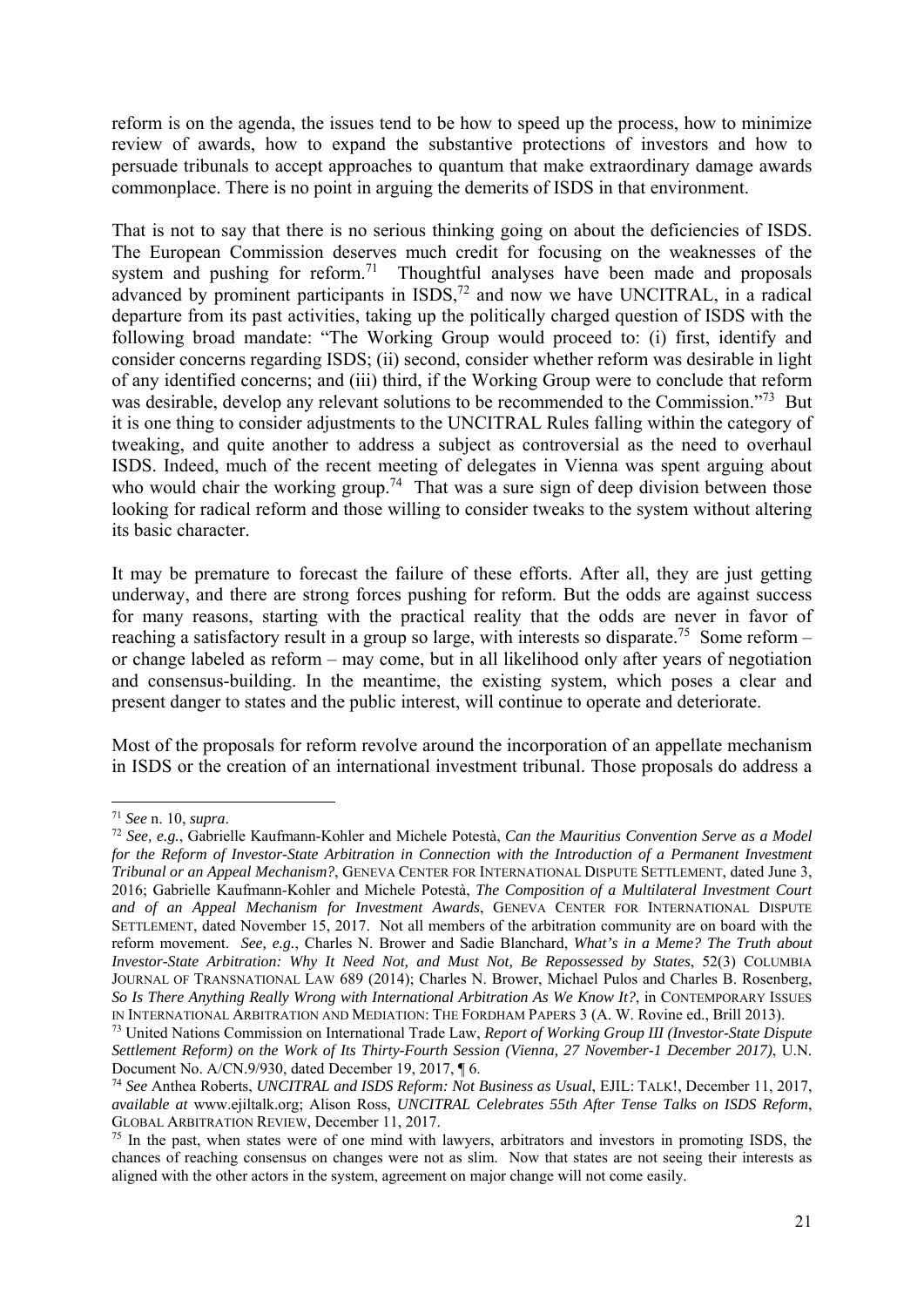reform is on the agenda, the issues tend to be how to speed up the process, how to minimize review of awards, how to expand the substantive protections of investors and how to persuade tribunals to accept approaches to quantum that make extraordinary damage awards commonplace. There is no point in arguing the demerits of ISDS in that environment.

That is not to say that there is no serious thinking going on about the deficiencies of ISDS. The European Commission deserves much credit for focusing on the weaknesses of the system and pushing for reform.[71] Thoughtful analyses have been made and proposals advanced by prominent participants in ISDS,[72] and now we have UNCITRAL, in a radical departure from its past activities, taking up the politically charged question of ISDS with the following broad mandate: "The Working Group would proceed to: (i) first, identify and consider concerns regarding ISDS; (ii) second, consider whether reform was desirable in light of any identified concerns; and (iii) third, if the Working Group were to conclude that reform was desirable, develop any relevant solutions to be recommended to the Commission."[73] But it is one thing to consider adjustments to the UNCITRAL Rules falling within the category of tweaking, and quite another to address a subject as controversial as the need to overhaul ISDS. Indeed, much of the recent meeting of delegates in Vienna was spent arguing about who would chair the working group.[74] That was a sure sign of deep division between those looking for radical reform and those willing to consider tweaks to the system without altering its basic character.

It may be premature to forecast the failure of these efforts. After all, they are just getting underway, and there are strong forces pushing for reform. But the odds are against success for many reasons, starting with the practical reality that the odds are never in favor of reaching a satisfactory result in a group so large, with interests so disparate.[75] Some reform – or change labeled as reform – may come, but in all likelihood only after years of negotiation and consensus-building. In the meantime, the existing system, which poses a clear and present danger to states and the public interest, will continue to operate and deteriorate.

Most of the proposals for reform revolve around the incorporation of an appellate mechanism in ISDS or the creation of an international investment tribunal. Those proposals do address a

---

[71] *See* n. 10, *supra*.

[72] *See, e.g.*, Gabrielle Kaufmann-Kohler and Michele Potestà, *Can the Mauritius Convention Serve as a Model for the Reform of Investor-State Arbitration in Connection with the Introduction of a Permanent Investment Tribunal or an Appeal Mechanism?*, GENEVA CENTER FOR INTERNATIONAL DISPUTE SETTLEMENT, dated June 3, 2016; Gabrielle Kaufmann-Kohler and Michele Potestà, *The Composition of a Multilateral Investment Court and of an Appeal Mechanism for Investment Awards*, GENEVA CENTER FOR INTERNATIONAL DISPUTE SETTLEMENT, dated November 15, 2017. Not all members of the arbitration community are on board with the reform movement. *See, e.g.*, Charles N. Brower and Sadie Blanchard, *What's in a Meme? The Truth about Investor-State Arbitration: Why It Need Not, and Must Not, Be Repossessed by States*, 52(3) COLUMBIA JOURNAL OF TRANSNATIONAL LAW 689 (2014); Charles N. Brower, Michael Pulos and Charles B. Rosenberg, *So Is There Anything Really Wrong with International Arbitration As We Know It?*, in CONTEMPORARY ISSUES IN INTERNATIONAL ARBITRATION AND MEDIATION: THE FORDHAM PAPERS 3 (A. W. Rovine ed., Brill 2013).

[73] United Nations Commission on International Trade Law, *Report of Working Group III (Investor-State Dispute Settlement Reform) on the Work of Its Thirty-Fourth Session (Vienna, 27 November-1 December 2017)*, U.N. Document No. A/CN.9/930, dated December 19, 2017, ¶ 6.

[74] *See* Anthea Roberts, *UNCITRAL and ISDS Reform: Not Business as Usual*, EJIL: TALK!, December 11, 2017, *available at* www.ejiltalk.org; Alison Ross, *UNCITRAL Celebrates 55th After Tense Talks on ISDS Reform*, GLOBAL ARBITRATION REVIEW, December 11, 2017.

[75] In the past, when states were of one mind with lawyers, arbitrators and investors in promoting ISDS, the chances of reaching consensus on changes were not as slim. Now that states are not seeing their interests as aligned with the other actors in the system, agreement on major change will not come easily.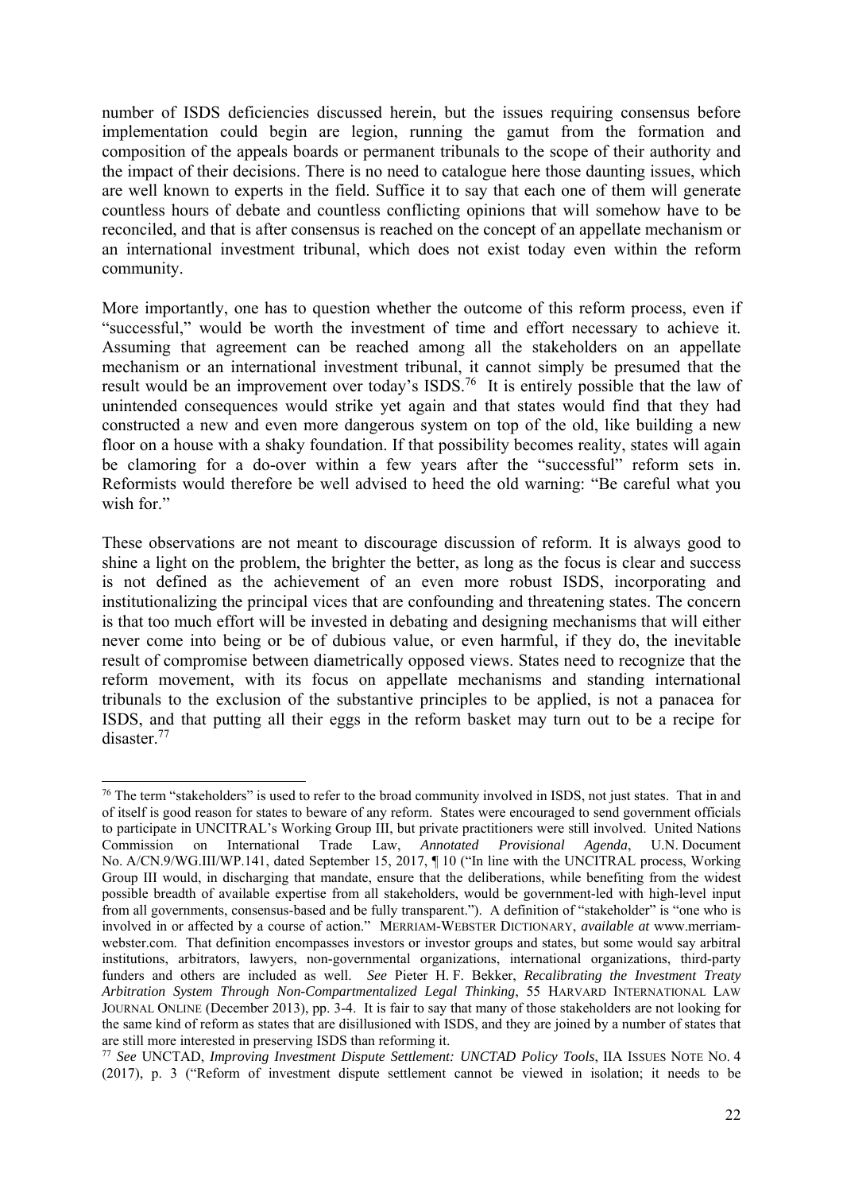number of ISDS deficiencies discussed herein, but the issues requiring consensus before implementation could begin are legion, running the gamut from the formation and composition of the appeals boards or permanent tribunals to the scope of their authority and the impact of their decisions. There is no need to catalogue here those daunting issues, which are well known to experts in the field. Suffice it to say that each one of them will generate countless hours of debate and countless conflicting opinions that will somehow have to be reconciled, and that is after consensus is reached on the concept of an appellate mechanism or an international investment tribunal, which does not exist today even within the reform community.

More importantly, one has to question whether the outcome of this reform process, even if "successful," would be worth the investment of time and effort necessary to achieve it. Assuming that agreement can be reached among all the stakeholders on an appellate mechanism or an international investment tribunal, it cannot simply be presumed that the result would be an improvement over today's ISDS.[76] It is entirely possible that the law of unintended consequences would strike yet again and that states would find that they had constructed a new and even more dangerous system on top of the old, like building a new floor on a house with a shaky foundation. If that possibility becomes reality, states will again be clamoring for a do-over within a few years after the "successful" reform sets in. Reformists would therefore be well advised to heed the old warning: "Be careful what you wish for."

These observations are not meant to discourage discussion of reform. It is always good to shine a light on the problem, the brighter the better, as long as the focus is clear and success is not defined as the achievement of an even more robust ISDS, incorporating and institutionalizing the principal vices that are confounding and threatening states. The concern is that too much effort will be invested in debating and designing mechanisms that will either never come into being or be of dubious value, or even harmful, if they do, the inevitable result of compromise between diametrically opposed views. States need to recognize that the reform movement, with its focus on appellate mechanisms and standing international tribunals to the exclusion of the substantive principles to be applied, is not a panacea for ISDS, and that putting all their eggs in the reform basket may turn out to be a recipe for disaster.[77]

---

[76] The term "stakeholders" is used to refer to the broad community involved in ISDS, not just states. That in and of itself is good reason for states to beware of any reform. States were encouraged to send government officials to participate in UNCITRAL's Working Group III, but private practitioners were still involved. United Nations Commission on International Trade Law, *Annotated Provisional Agenda*, U.N. Document No. A/CN.9/WG.III/WP.141, dated September 15, 2017, ¶ 10 ("In line with the UNCITRAL process, Working Group III would, in discharging that mandate, ensure that the deliberations, while benefiting from the widest possible breadth of available expertise from all stakeholders, would be government-led with high-level input from all governments, consensus-based and be fully transparent."). A definition of "stakeholder" is "one who is involved in or affected by a course of action." MERRIAM-WEBSTER DICTIONARY, *available at* www.merriam-webster.com. That definition encompasses investors or investor groups and states, but some would say arbitral institutions, arbitrators, lawyers, non-governmental organizations, international organizations, third-party funders and others are included as well. *See* Pieter H. F. Bekker, *Recalibrating the Investment Treaty Arbitration System Through Non-Compartmentalized Legal Thinking*, 55 HARVARD INTERNATIONAL LAW JOURNAL ONLINE (December 2013), pp. 3-4. It is fair to say that many of those stakeholders are not looking for the same kind of reform as states that are disillusioned with ISDS, and they are joined by a number of states that are still more interested in preserving ISDS than reforming it.

[77] *See* UNCTAD, *Improving Investment Dispute Settlement: UNCTAD Policy Tools*, IIA ISSUES NOTE NO. 4 (2017), p. 3 ("Reform of investment dispute settlement cannot be viewed in isolation; it needs to be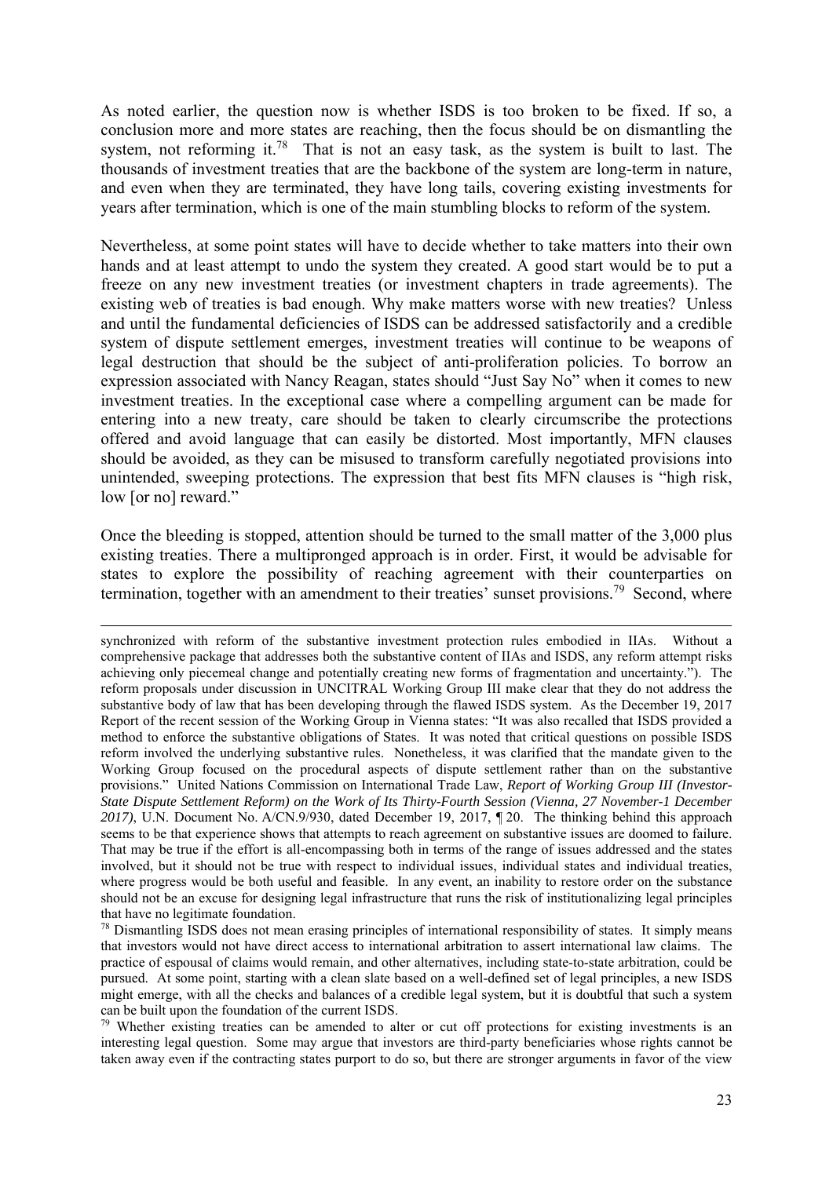As noted earlier, the question now is whether ISDS is too broken to be fixed. If so, a conclusion more and more states are reaching, then the focus should be on dismantling the system, not reforming it.[78] That is not an easy task, as the system is built to last. The thousands of investment treaties that are the backbone of the system are long-term in nature, and even when they are terminated, they have long tails, covering existing investments for years after termination, which is one of the main stumbling blocks to reform of the system.

Nevertheless, at some point states will have to decide whether to take matters into their own hands and at least attempt to undo the system they created. A good start would be to put a freeze on any new investment treaties (or investment chapters in trade agreements). The existing web of treaties is bad enough. Why make matters worse with new treaties? Unless and until the fundamental deficiencies of ISDS can be addressed satisfactorily and a credible system of dispute settlement emerges, investment treaties will continue to be weapons of legal destruction that should be the subject of anti-proliferation policies. To borrow an expression associated with Nancy Reagan, states should "Just Say No" when it comes to new investment treaties. In the exceptional case where a compelling argument can be made for entering into a new treaty, care should be taken to clearly circumscribe the protections offered and avoid language that can easily be distorted. Most importantly, MFN clauses should be avoided, as they can be misused to transform carefully negotiated provisions into unintended, sweeping protections. The expression that best fits MFN clauses is "high risk, low [or no] reward."

Once the bleeding is stopped, attention should be turned to the small matter of the 3,000 plus existing treaties. There a multipronged approach is in order. First, it would be advisable for states to explore the possibility of reaching agreement with their counterparties on termination, together with an amendment to their treaties' sunset provisions.[79] Second, where

---

synchronized with reform of the substantive investment protection rules embodied in IIAs. Without a comprehensive package that addresses both the substantive content of IIAs and ISDS, any reform attempt risks achieving only piecemeal change and potentially creating new forms of fragmentation and uncertainty."). The reform proposals under discussion in UNCITRAL Working Group III make clear that they do not address the substantive body of law that has been developing through the flawed ISDS system. As the December 19, 2017 Report of the recent session of the Working Group in Vienna states: "It was also recalled that ISDS provided a method to enforce the substantive obligations of States. It was noted that critical questions on possible ISDS reform involved the underlying substantive rules. Nonetheless, it was clarified that the mandate given to the Working Group focused on the procedural aspects of dispute settlement rather than on the substantive provisions." United Nations Commission on International Trade Law, *Report of Working Group III (Investor-State Dispute Settlement Reform) on the Work of Its Thirty-Fourth Session (Vienna, 27 November-1 December 2017)*, U.N. Document No. A/CN.9/930, dated December 19, 2017, ¶ 20. The thinking behind this approach seems to be that experience shows that attempts to reach agreement on substantive issues are doomed to failure. That may be true if the effort is all-encompassing both in terms of the range of issues addressed and the states involved, but it should not be true with respect to individual issues, individual states and individual treaties, where progress would be both useful and feasible. In any event, an inability to restore order on the substance should not be an excuse for designing legal infrastructure that runs the risk of institutionalizing legal principles that have no legitimate foundation.

[78] Dismantling ISDS does not mean erasing principles of international responsibility of states. It simply means that investors would not have direct access to international arbitration to assert international law claims. The practice of espousal of claims would remain, and other alternatives, including state-to-state arbitration, could be pursued. At some point, starting with a clean slate based on a well-defined set of legal principles, a new ISDS might emerge, with all the checks and balances of a credible legal system, but it is doubtful that such a system can be built upon the foundation of the current ISDS.

[79] Whether existing treaties can be amended to alter or cut off protections for existing investments is an interesting legal question. Some may argue that investors are third-party beneficiaries whose rights cannot be taken away even if the contracting states purport to do so, but there are stronger arguments in favor of the view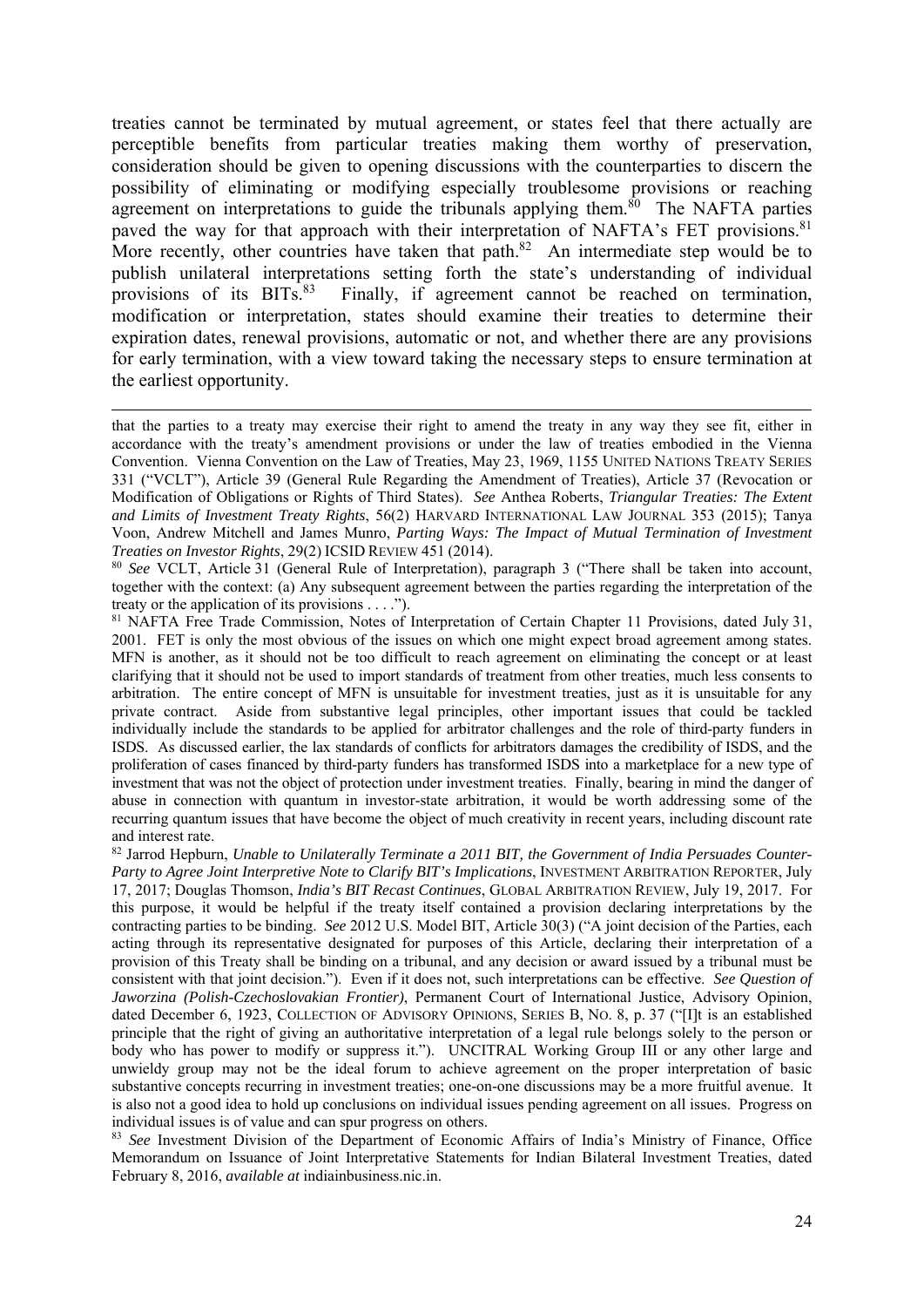treaties cannot be terminated by mutual agreement, or states feel that there actually are perceptible benefits from particular treaties making them worthy of preservation, consideration should be given to opening discussions with the counterparties to discern the possibility of eliminating or modifying especially troublesome provisions or reaching agreement on interpretations to guide the tribunals applying them.[80] The NAFTA parties paved the way for that approach with their interpretation of NAFTA's FET provisions.[81] More recently, other countries have taken that path.[82] An intermediate step would be to publish unilateral interpretations setting forth the state's understanding of individual provisions of its BITs.[83] Finally, if agreement cannot be reached on termination, modification or interpretation, states should examine their treaties to determine their expiration dates, renewal provisions, automatic or not, and whether there are any provisions for early termination, with a view toward taking the necessary steps to ensure termination at the earliest opportunity.

---

that the parties to a treaty may exercise their right to amend the treaty in any way they see fit, either in accordance with the treaty's amendment provisions or under the law of treaties embodied in the Vienna Convention. Vienna Convention on the Law of Treaties, May 23, 1969, 1155 UNITED NATIONS TREATY SERIES 331 ("VCLT"), Article 39 (General Rule Regarding the Amendment of Treaties), Article 37 (Revocation or Modification of Obligations or Rights of Third States). *See* Anthea Roberts, *Triangular Treaties: The Extent and Limits of Investment Treaty Rights*, 56(2) HARVARD INTERNATIONAL LAW JOURNAL 353 (2015); Tanya Voon, Andrew Mitchell and James Munro, *Parting Ways: The Impact of Mutual Termination of Investment Treaties on Investor Rights*, 29(2) ICSID REVIEW 451 (2014).

[80] *See* VCLT, Article 31 (General Rule of Interpretation), paragraph 3 ("There shall be taken into account, together with the context: (a) Any subsequent agreement between the parties regarding the interpretation of the treaty or the application of its provisions . . . .").

[81] NAFTA Free Trade Commission, Notes of Interpretation of Certain Chapter 11 Provisions, dated July 31, 2001. FET is only the most obvious of the issues on which one might expect broad agreement among states. MFN is another, as it should not be too difficult to reach agreement on eliminating the concept or at least clarifying that it should not be used to import standards of treatment from other treaties, much less consents to arbitration. The entire concept of MFN is unsuitable for investment treaties, just as it is unsuitable for any private contract. Aside from substantive legal principles, other important issues that could be tackled individually include the standards to be applied for arbitrator challenges and the role of third-party funders in ISDS. As discussed earlier, the lax standards of conflicts for arbitrators damages the credibility of ISDS, and the proliferation of cases financed by third-party funders has transformed ISDS into a marketplace for a new type of investment that was not the object of protection under investment treaties. Finally, bearing in mind the danger of abuse in connection with quantum in investor-state arbitration, it would be worth addressing some of the recurring quantum issues that have become the object of much creativity in recent years, including discount rate and interest rate.

[82] Jarrod Hepburn, *Unable to Unilaterally Terminate a 2011 BIT, the Government of India Persuades Counter-Party to Agree Joint Interpretive Note to Clarify BIT's Implications*, INVESTMENT ARBITRATION REPORTER, July 17, 2017; Douglas Thomson, *India's BIT Recast Continues*, GLOBAL ARBITRATION REVIEW, July 19, 2017. For this purpose, it would be helpful if the treaty itself contained a provision declaring interpretations by the contracting parties to be binding. *See* 2012 U.S. Model BIT, Article 30(3) ("A joint decision of the Parties, each acting through its representative designated for purposes of this Article, declaring their interpretation of a provision of this Treaty shall be binding on a tribunal, and any decision or award issued by a tribunal must be consistent with that joint decision."). Even if it does not, such interpretations can be effective. *See Question of Jaworzina (Polish-Czechoslovakian Frontier)*, Permanent Court of International Justice, Advisory Opinion, dated December 6, 1923, COLLECTION OF ADVISORY OPINIONS, SERIES B, NO. 8, p. 37 ("[I]t is an established principle that the right of giving an authoritative interpretation of a legal rule belongs solely to the person or body who has power to modify or suppress it."). UNCITRAL Working Group III or any other large and unwieldy group may not be the ideal forum to achieve agreement on the proper interpretation of basic substantive concepts recurring in investment treaties; one-on-one discussions may be a more fruitful avenue. It is also not a good idea to hold up conclusions on individual issues pending agreement on all issues. Progress on individual issues is of value and can spur progress on others.

[83] *See* Investment Division of the Department of Economic Affairs of India's Ministry of Finance, Office Memorandum on Issuance of Joint Interpretative Statements for Indian Bilateral Investment Treaties, dated February 8, 2016, *available at* indiainbusiness.nic.in.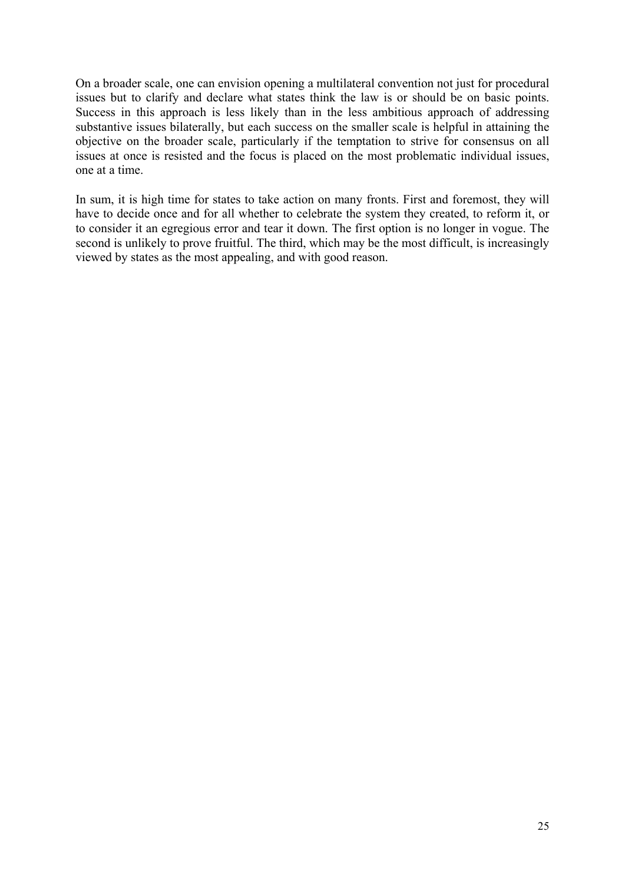On a broader scale, one can envision opening a multilateral convention not just for procedural issues but to clarify and declare what states think the law is or should be on basic points. Success in this approach is less likely than in the less ambitious approach of addressing substantive issues bilaterally, but each success on the smaller scale is helpful in attaining the objective on the broader scale, particularly if the temptation to strive for consensus on all issues at once is resisted and the focus is placed on the most problematic individual issues, one at a time.

In sum, it is high time for states to take action on many fronts. First and foremost, they will have to decide once and for all whether to celebrate the system they created, to reform it, or to consider it an egregious error and tear it down. The first option is no longer in vogue. The second is unlikely to prove fruitful. The third, which may be the most difficult, is increasingly viewed by states as the most appealing, and with good reason.